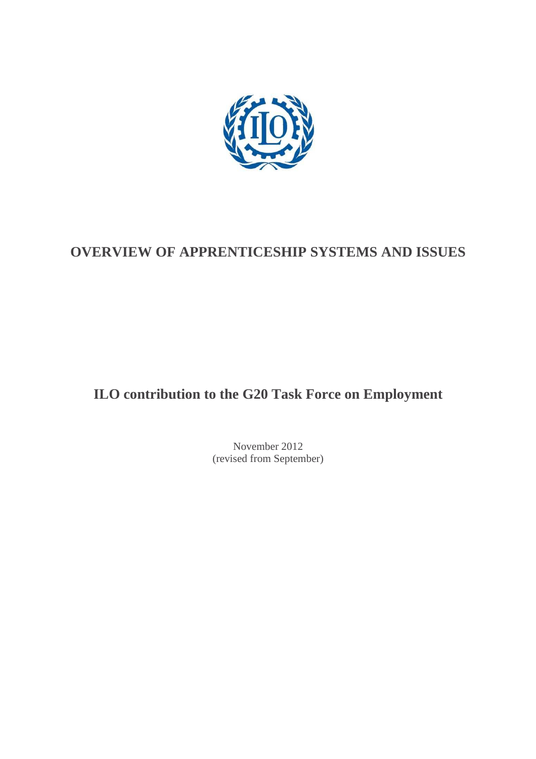# OVERVIEW OF APPRENTICESHIP SYSTEMS AND ISSUES

## ILO contribution to the G20 Task Force on Employment

November 2012
(revised from September)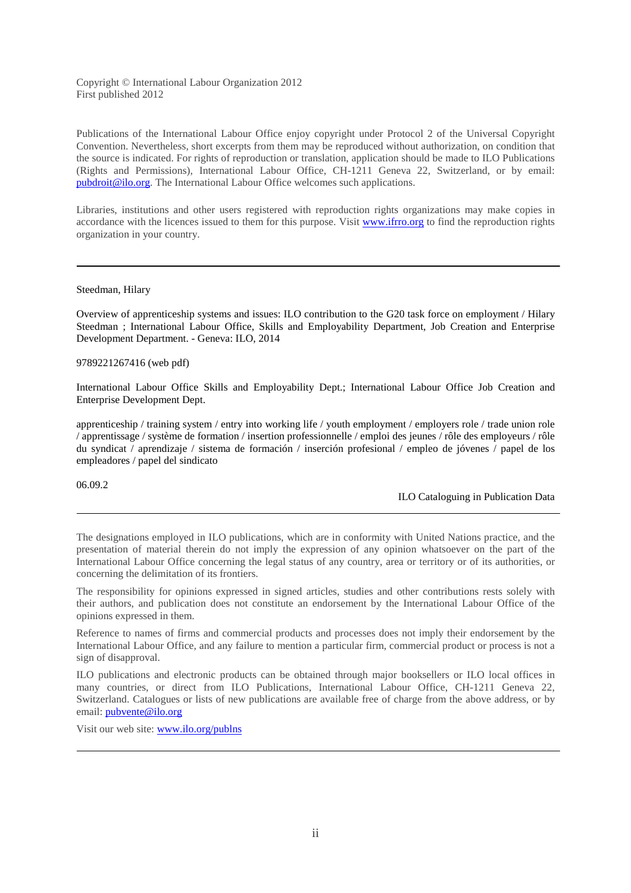Copyright © International Labour Organization 2012
First published 2012

Publications of the International Labour Office enjoy copyright under Protocol 2 of the Universal Copyright Convention. Nevertheless, short excerpts from them may be reproduced without authorization, on condition that the source is indicated. For rights of reproduction or translation, application should be made to ILO Publications (Rights and Permissions), International Labour Office, CH-1211 Geneva 22, Switzerland, or by email: pubdroit@ilo.org. The International Labour Office welcomes such applications.

Libraries, institutions and other users registered with reproduction rights organizations may make copies in accordance with the licences issued to them for this purpose. Visit www.ifrro.org to find the reproduction rights organization in your country.

---

Steedman, Hilary

Overview of apprenticeship systems and issues: ILO contribution to the G20 task force on employment / Hilary Steedman ; International Labour Office, Skills and Employability Department, Job Creation and Enterprise Development Department. - Geneva: ILO, 2014

9789221267416 (web pdf)

International Labour Office Skills and Employability Dept.; International Labour Office Job Creation and Enterprise Development Dept.

apprenticeship / training system / entry into working life / youth employment / employers role / trade union role / apprentissage / système de formation / insertion professionnelle / emploi des jeunes / rôle des employeurs / rôle du syndicat / aprendizaje / sistema de formación / inserción profesional / empleo de jóvenes / papel de los empleadores / papel del sindicato

06.09.2

ILO Cataloguing in Publication Data

---

The designations employed in ILO publications, which are in conformity with United Nations practice, and the presentation of material therein do not imply the expression of any opinion whatsoever on the part of the International Labour Office concerning the legal status of any country, area or territory or of its authorities, or concerning the delimitation of its frontiers.

The responsibility for opinions expressed in signed articles, studies and other contributions rests solely with their authors, and publication does not constitute an endorsement by the International Labour Office of the opinions expressed in them.

Reference to names of firms and commercial products and processes does not imply their endorsement by the International Labour Office, and any failure to mention a particular firm, commercial product or process is not a sign of disapproval.

ILO publications and electronic products can be obtained through major booksellers or ILO local offices in many countries, or direct from ILO Publications, International Labour Office, CH-1211 Geneva 22, Switzerland. Catalogues or lists of new publications are available free of charge from the above address, or by email: pubvente@ilo.org

Visit our web site: www.ilo.org/publns

---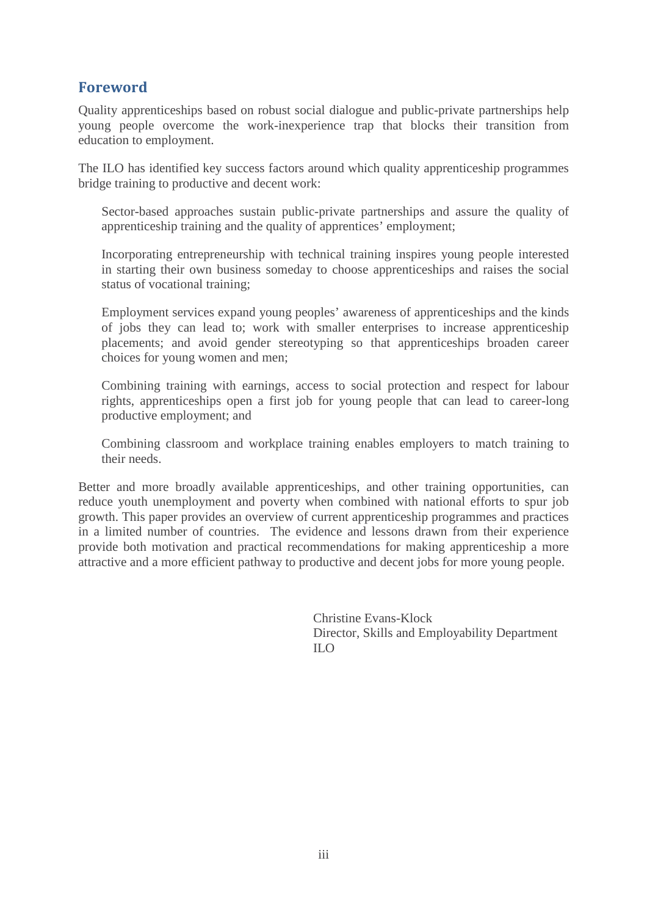## Foreword

Quality apprenticeships based on robust social dialogue and public-private partnerships help young people overcome the work-inexperience trap that blocks their transition from education to employment.

The ILO has identified key success factors around which quality apprenticeship programmes bridge training to productive and decent work:

> Sector-based approaches sustain public-private partnerships and assure the quality of apprenticeship training and the quality of apprentices' employment;
>
> Incorporating entrepreneurship with technical training inspires young people interested in starting their own business someday to choose apprenticeships and raises the social status of vocational training;
>
> Employment services expand young peoples' awareness of apprenticeships and the kinds of jobs they can lead to; work with smaller enterprises to increase apprenticeship placements; and avoid gender stereotyping so that apprenticeships broaden career choices for young women and men;
>
> Combining training with earnings, access to social protection and respect for labour rights, apprenticeships open a first job for young people that can lead to career-long productive employment; and
>
> Combining classroom and workplace training enables employers to match training to their needs.

Better and more broadly available apprenticeships, and other training opportunities, can reduce youth unemployment and poverty when combined with national efforts to spur job growth. This paper provides an overview of current apprenticeship programmes and practices in a limited number of countries. The evidence and lessons drawn from their experience provide both motivation and practical recommendations for making apprenticeship a more attractive and a more efficient pathway to productive and decent jobs for more young people.

Christine Evans-Klock
Director, Skills and Employability Department
ILO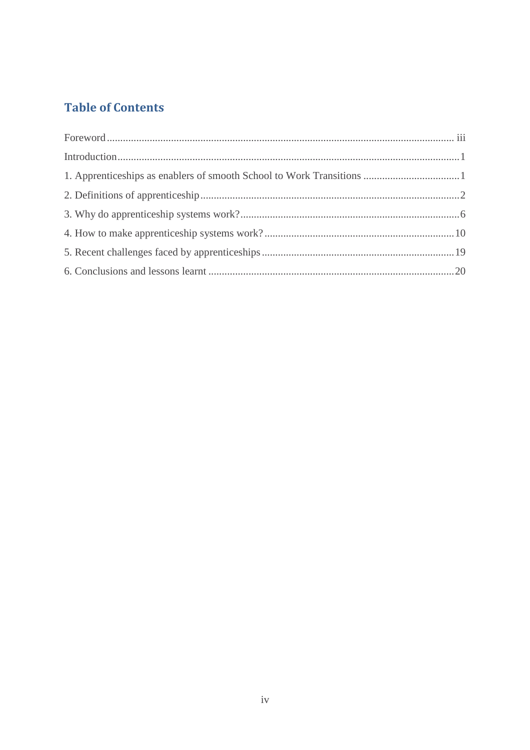## Table of Contents

Foreword ........................................................................ iii

Introduction ........................................................................ 1

1. Apprenticeships as enablers of smooth School to Work Transitions ........................................ 1

2. Definitions of apprenticeship ........................................................................ 2

3. Why do apprenticeship systems work? ........................................................................ 6

4. How to make apprenticeship systems work? ........................................................................ 10

5. Recent challenges faced by apprenticeships ........................................................................ 19

6. Conclusions and lessons learnt ........................................................................ 20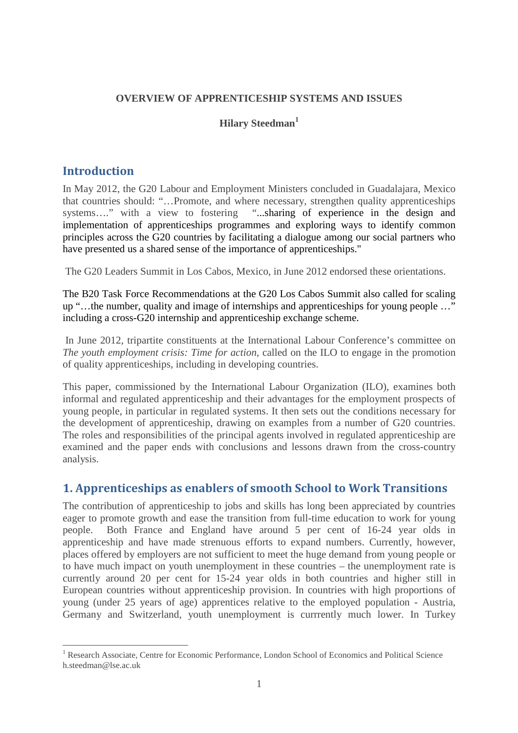**OVERVIEW OF APPRENTICESHIP SYSTEMS AND ISSUES**

**Hilary Steedman**[1]

## Introduction

In May 2012, the G20 Labour and Employment Ministers concluded in Guadalajara, Mexico that countries should: "…Promote, and where necessary, strengthen quality apprenticeships systems…." with a view to fostering "...sharing of experience in the design and implementation of apprenticeships programmes and exploring ways to identify common principles across the G20 countries by facilitating a dialogue among our social partners who have presented us a shared sense of the importance of apprenticeships."

The G20 Leaders Summit in Los Cabos, Mexico, in June 2012 endorsed these orientations.

The B20 Task Force Recommendations at the G20 Los Cabos Summit also called for scaling up "…the number, quality and image of internships and apprenticeships for young people …" including a cross-G20 internship and apprenticeship exchange scheme.

In June 2012, tripartite constituents at the International Labour Conference's committee on *The youth employment crisis: Time for action*, called on the ILO to engage in the promotion of quality apprenticeships, including in developing countries.

This paper, commissioned by the International Labour Organization (ILO), examines both informal and regulated apprenticeship and their advantages for the employment prospects of young people, in particular in regulated systems. It then sets out the conditions necessary for the development of apprenticeship, drawing on examples from a number of G20 countries. The roles and responsibilities of the principal agents involved in regulated apprenticeship are examined and the paper ends with conclusions and lessons drawn from the cross-country analysis.

## 1. Apprenticeships as enablers of smooth School to Work Transitions

The contribution of apprenticeship to jobs and skills has long been appreciated by countries eager to promote growth and ease the transition from full-time education to work for young people. Both France and England have around 5 per cent of 16-24 year olds in apprenticeship and have made strenuous efforts to expand numbers. Currently, however, places offered by employers are not sufficient to meet the huge demand from young people or to have much impact on youth unemployment in these countries – the unemployment rate is currently around 20 per cent for 15-24 year olds in both countries and higher still in European countries without apprenticeship provision. In countries with high proportions of young (under 25 years of age) apprentices relative to the employed population - Austria, Germany and Switzerland, youth unemployment is currrently much lower. In Turkey

[1] Research Associate, Centre for Economic Performance, London School of Economics and Political Science h.steedman@lse.ac.uk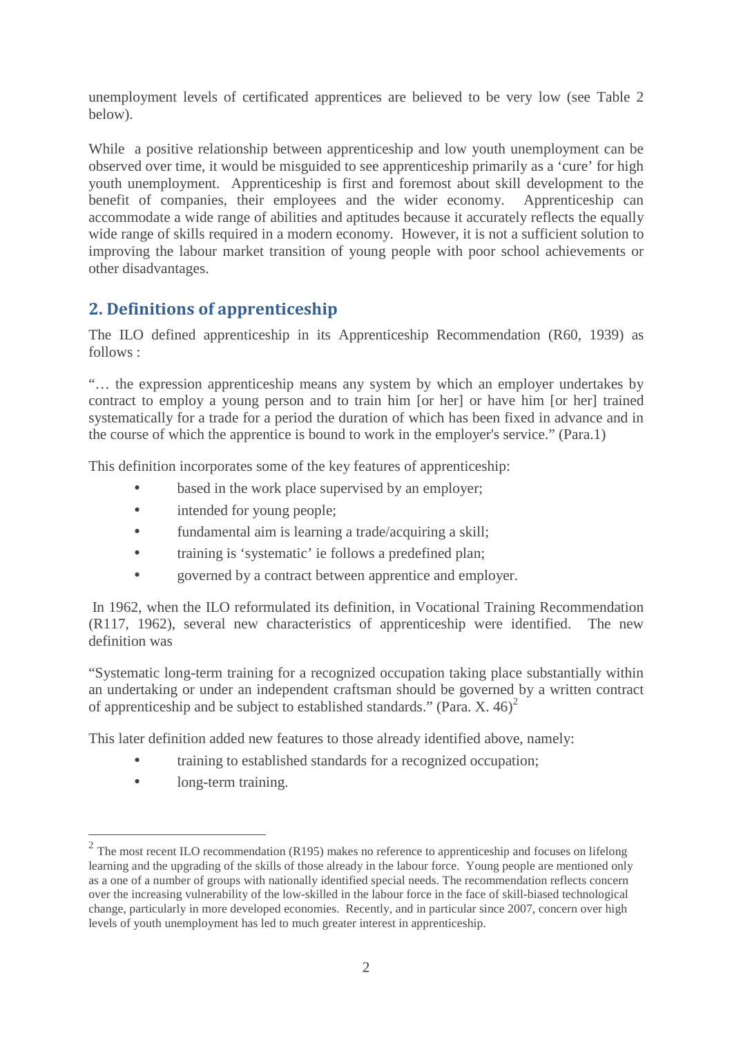unemployment levels of certificated apprentices are believed to be very low (see Table 2 below).

While a positive relationship between apprenticeship and low youth unemployment can be observed over time, it would be misguided to see apprenticeship primarily as a 'cure' for high youth unemployment. Apprenticeship is first and foremost about skill development to the benefit of companies, their employees and the wider economy. Apprenticeship can accommodate a wide range of abilities and aptitudes because it accurately reflects the equally wide range of skills required in a modern economy. However, it is not a sufficient solution to improving the labour market transition of young people with poor school achievements or other disadvantages.

## 2. Definitions of apprenticeship

The ILO defined apprenticeship in its Apprenticeship Recommendation (R60, 1939) as follows :

"… the expression apprenticeship means any system by which an employer undertakes by contract to employ a young person and to train him [or her] or have him [or her] trained systematically for a trade for a period the duration of which has been fixed in advance and in the course of which the apprentice is bound to work in the employer's service." (Para.1)

This definition incorporates some of the key features of apprenticeship:

- based in the work place supervised by an employer;
- intended for young people;
- fundamental aim is learning a trade/acquiring a skill;
- training is 'systematic' ie follows a predefined plan;
- governed by a contract between apprentice and employer.

In 1962, when the ILO reformulated its definition, in Vocational Training Recommendation (R117, 1962), several new characteristics of apprenticeship were identified. The new definition was

"Systematic long-term training for a recognized occupation taking place substantially within an undertaking or under an independent craftsman should be governed by a written contract of apprenticeship and be subject to established standards." (Para. X. 46)[2]

This later definition added new features to those already identified above, namely:

- training to established standards for a recognized occupation;
- long-term training.

---

[2] The most recent ILO recommendation (R195) makes no reference to apprenticeship and focuses on lifelong learning and the upgrading of the skills of those already in the labour force. Young people are mentioned only as a one of a number of groups with nationally identified special needs. The recommendation reflects concern over the increasing vulnerability of the low-skilled in the labour force in the face of skill-biased technological change, particularly in more developed economies. Recently, and in particular since 2007, concern over high levels of youth unemployment has led to much greater interest in apprenticeship.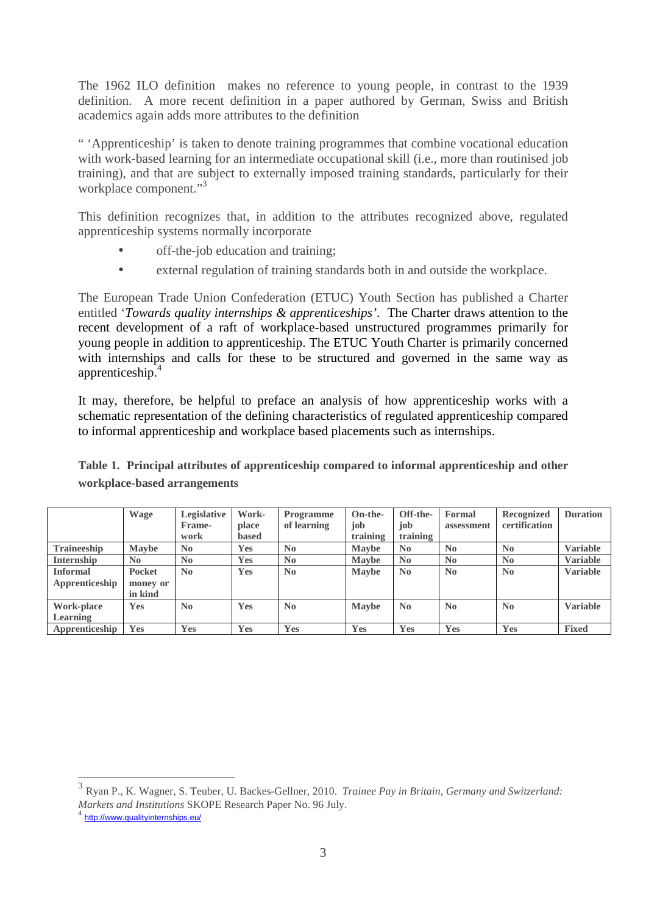The 1962 ILO definition makes no reference to young people, in contrast to the 1939 definition. A more recent definition in a paper authored by German, Swiss and British academics again adds more attributes to the definition

" 'Apprenticeship' is taken to denote training programmes that combine vocational education with work-based learning for an intermediate occupational skill (i.e., more than routinised job training), and that are subject to externally imposed training standards, particularly for their workplace component."[3]

This definition recognizes that, in addition to the attributes recognized above, regulated apprenticeship systems normally incorporate

- off-the-job education and training;
- external regulation of training standards both in and outside the workplace.

The European Trade Union Confederation (ETUC) Youth Section has published a Charter entitled '*Towards quality internships & apprenticeships'*. The Charter draws attention to the recent development of a raft of workplace-based unstructured programmes primarily for young people in addition to apprenticeship. The ETUC Youth Charter is primarily concerned with internships and calls for these to be structured and governed in the same way as apprenticeship.[4]

It may, therefore, be helpful to preface an analysis of how apprenticeship works with a schematic representation of the defining characteristics of regulated apprenticeship compared to informal apprenticeship and workplace based placements such as internships.

**Table 1. Principal attributes of apprenticeship compared to informal apprenticeship and other workplace-based arrangements**

| | Wage | Legislative Frame-work | Work-place based | Programme of learning | On-the-job training | Off-the-job training | Formal assessment | Recognized certification | Duration |
|---|---|---|---|---|---|---|---|---|---|
| **Traineeship** | Maybe | No | Yes | No | Maybe | No | No | No | Variable |
| **Internship** | No | No | Yes | No | Maybe | No | No | No | Variable |
| **Informal Apprenticeship** | Pocket money or in kind | No | Yes | No | Maybe | No | No | No | Variable |
| **Work-place Learning** | Yes | No | Yes | No | Maybe | No | No | No | Variable |
| **Apprenticeship** | Yes | Yes | Yes | Yes | Yes | Yes | Yes | Yes | Fixed |

---

[3] Ryan P., K. Wagner, S. Teuber, U. Backes-Gellner, 2010. *Trainee Pay in Britain, Germany and Switzerland: Markets and Institutions* SKOPE Research Paper No. 96 July.

[4] http://www.qualityinternships.eu/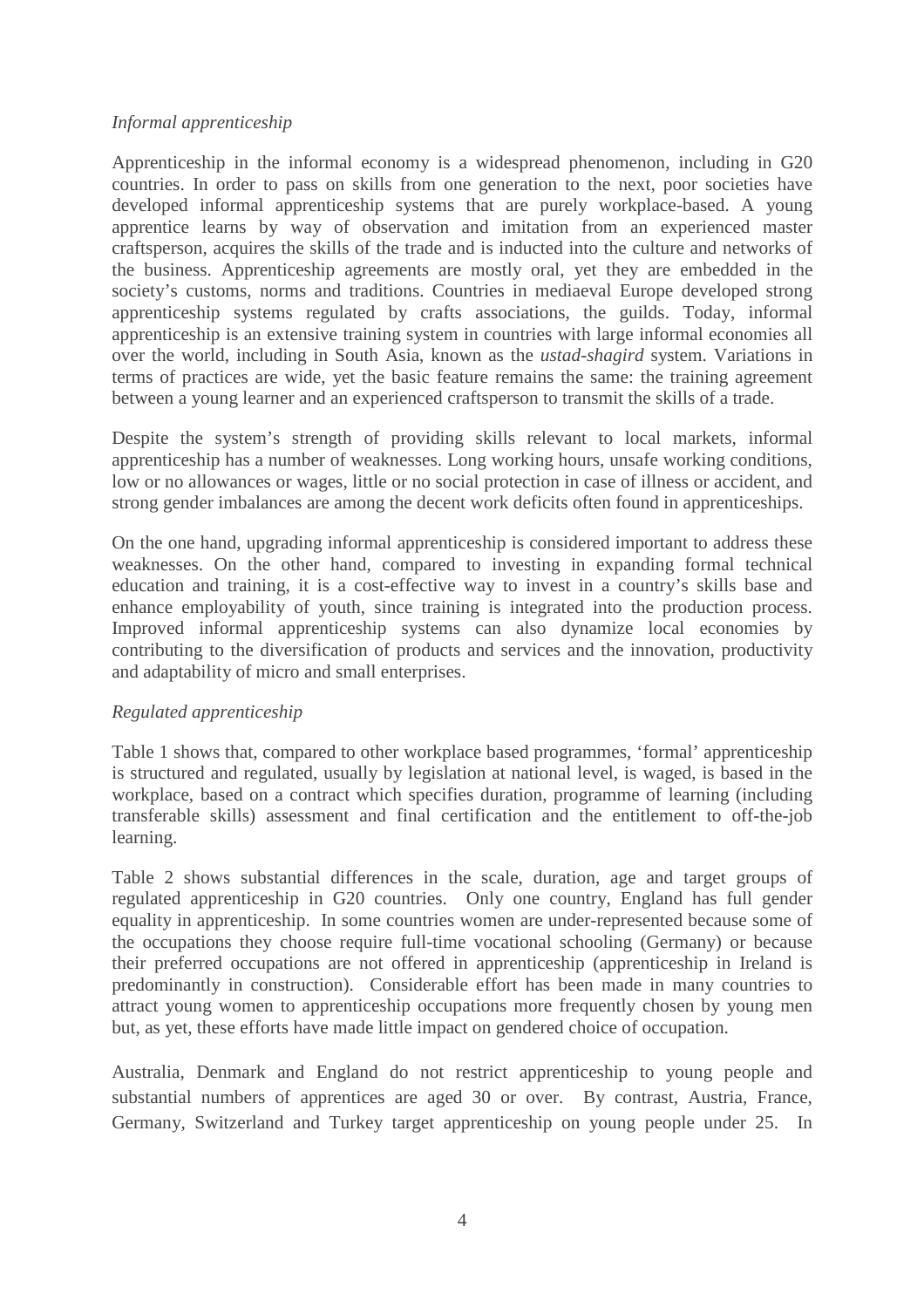*Informal apprenticeship*

Apprenticeship in the informal economy is a widespread phenomenon, including in G20 countries. In order to pass on skills from one generation to the next, poor societies have developed informal apprenticeship systems that are purely workplace-based. A young apprentice learns by way of observation and imitation from an experienced master craftsperson, acquires the skills of the trade and is inducted into the culture and networks of the business. Apprenticeship agreements are mostly oral, yet they are embedded in the society's customs, norms and traditions. Countries in mediaeval Europe developed strong apprenticeship systems regulated by crafts associations, the guilds. Today, informal apprenticeship is an extensive training system in countries with large informal economies all over the world, including in South Asia, known as the *ustad-shagird* system. Variations in terms of practices are wide, yet the basic feature remains the same: the training agreement between a young learner and an experienced craftsperson to transmit the skills of a trade.

Despite the system's strength of providing skills relevant to local markets, informal apprenticeship has a number of weaknesses. Long working hours, unsafe working conditions, low or no allowances or wages, little or no social protection in case of illness or accident, and strong gender imbalances are among the decent work deficits often found in apprenticeships.

On the one hand, upgrading informal apprenticeship is considered important to address these weaknesses. On the other hand, compared to investing in expanding formal technical education and training, it is a cost-effective way to invest in a country's skills base and enhance employability of youth, since training is integrated into the production process. Improved informal apprenticeship systems can also dynamize local economies by contributing to the diversification of products and services and the innovation, productivity and adaptability of micro and small enterprises.

*Regulated apprenticeship*

Table 1 shows that, compared to other workplace based programmes, 'formal' apprenticeship is structured and regulated, usually by legislation at national level, is waged, is based in the workplace, based on a contract which specifies duration, programme of learning (including transferable skills) assessment and final certification and the entitlement to off-the-job learning.

Table 2 shows substantial differences in the scale, duration, age and target groups of regulated apprenticeship in G20 countries. Only one country, England has full gender equality in apprenticeship. In some countries women are under-represented because some of the occupations they choose require full-time vocational schooling (Germany) or because their preferred occupations are not offered in apprenticeship (apprenticeship in Ireland is predominantly in construction). Considerable effort has been made in many countries to attract young women to apprenticeship occupations more frequently chosen by young men but, as yet, these efforts have made little impact on gendered choice of occupation.

Australia, Denmark and England do not restrict apprenticeship to young people and substantial numbers of apprentices are aged 30 or over. By contrast, Austria, France, Germany, Switzerland and Turkey target apprenticeship on young people under 25. In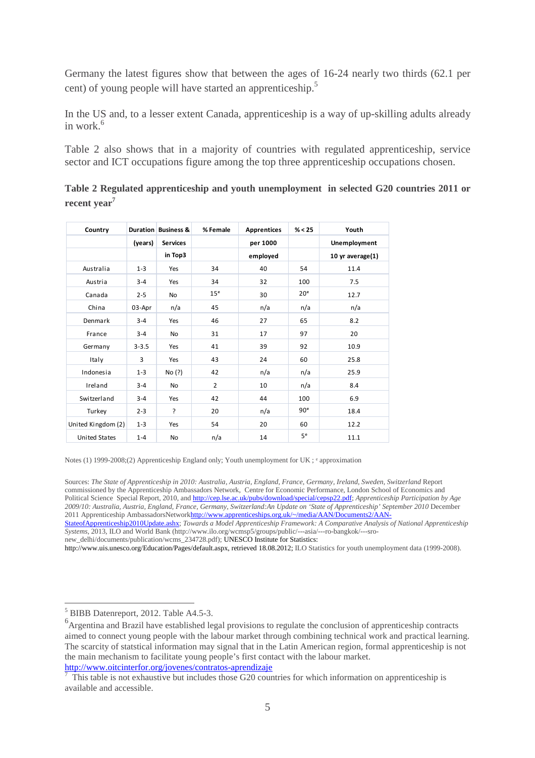Germany the latest figures show that between the ages of 16-24 nearly two thirds (62.1 per cent) of young people will have started an apprenticeship.[5]

In the US and, to a lesser extent Canada, apprenticeship is a way of up-skilling adults already in work.[6]

Table 2 also shows that in a majority of countries with regulated apprenticeship, service sector and ICT occupations figure among the top three apprenticeship occupations chosen.

**Table 2 Regulated apprenticeship and youth unemployment in selected G20 countries 2011 or recent year[7]**

| Country | Duration (years) | Business & Services in Top3 | % Female | Apprentices per 1000 employed | % < 25 | Youth Unemployment 10 yr average(1) |
|---|---|---|---|---|---|---|
| Australia | 1-3 | Yes | 34 | 40 | 54 | 11.4 |
| Austria | 3-4 | Yes | 34 | 32 | 100 | 7.5 |
| Canada | 2-5 | No | 15ᵉ | 30 | 20ᵉ | 12.7 |
| China | 03-Apr | n/a | 45 | n/a | n/a | n/a |
| Denmark | 3-4 | Yes | 46 | 27 | 65 | 8.2 |
| France | 3-4 | No | 31 | 17 | 97 | 20 |
| Germany | 3-3.5 | Yes | 41 | 39 | 92 | 10.9 |
| Italy | 3 | Yes | 43 | 24 | 60 | 25.8 |
| Indonesia | 1-3 | No (?) | 42 | n/a | n/a | 25.9 |
| Ireland | 3-4 | No | 2 | 10 | n/a | 8.4 |
| Switzerland | 3-4 | Yes | 42 | 44 | 100 | 6.9 |
| Turkey | 2-3 | ? | 20 | n/a | 90ᵉ | 18.4 |
| United Kingdom (2) | 1-3 | Yes | 54 | 20 | 60 | 12.2 |
| United States | 1-4 | No | n/a | 14 | 5ᵉ | 11.1 |

Notes (1) 1999-2008;(2) Apprenticeship England only; Youth unemployment for UK ; ᵉ approximation

Sources: *The State of Apprenticeship in 2010: Australia, Austria, England, France, Germany, Ireland, Sweden, Switzerland* Report commissioned by the Apprenticeship Ambassadors Network, Centre for Economic Performance, London School of Economics and Political Science Special Report, 2010, and http://cep.lse.ac.uk/pubs/download/special/cepsp22.pdf; *Apprenticeship Participation by Age 2009/10: Australia, Austria, England, France, Germany, Switzerland:An Update on 'State of Apprenticeship' September 2010* December 2011 Apprenticeship AmbassadorsNetworkhttp://www.apprenticeships.org.uk/~/media/AAN/Documents2/AAN-StateofApprenticeship2010Update.ashx; *Towards a Model Apprenticeship Framework: A Comparative Analysis of National Apprenticeship Systems*, 2013, ILO and World Bank (http://www.ilo.org/wcmsp5/groups/public/---asia/---ro-bangkok/---sro-new_delhi/documents/publication/wcms_234728.pdf); UNESCO Institute for Statistics: http://www.uis.unesco.org/Education/Pages/default.aspx, retrieved 18.08.2012; ILO Statistics for youth unemployment data (1999-2008).

---

[5] BIBB Datenreport, 2012. Table A4.5-3.

[6] Argentina and Brazil have established legal provisions to regulate the conclusion of apprenticeship contracts aimed to connect young people with the labour market through combining technical work and practical learning. The scarcity of statstical information may signal that in the Latin American region, formal apprenticeship is not the main mechanism to facilitate young people's first contact with the labour market. http://www.oitcinterfor.org/jovenes/contratos-aprendizaje

[7] This table is not exhaustive but includes those G20 countries for which information on apprenticeship is available and accessible.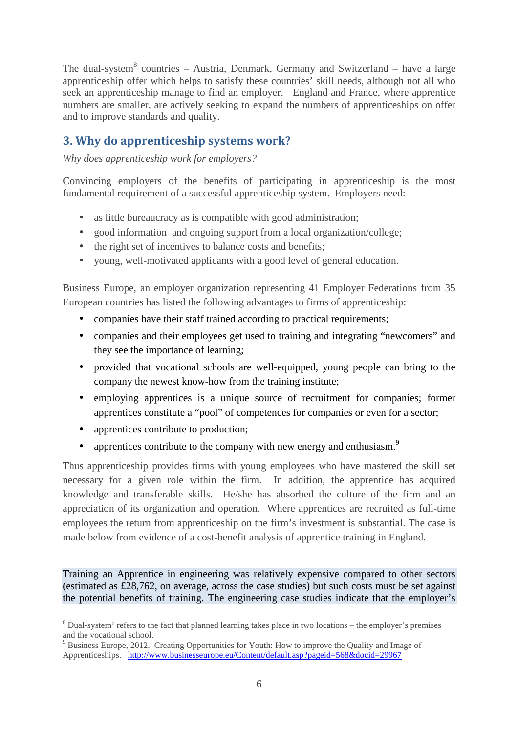The dual-system[8] countries – Austria, Denmark, Germany and Switzerland – have a large apprenticeship offer which helps to satisfy these countries' skill needs, although not all who seek an apprenticeship manage to find an employer. England and France, where apprentice numbers are smaller, are actively seeking to expand the numbers of apprenticeships on offer and to improve standards and quality.

## 3. Why do apprenticeship systems work?

*Why does apprenticeship work for employers?*

Convincing employers of the benefits of participating in apprenticeship is the most fundamental requirement of a successful apprenticeship system. Employers need:

- as little bureaucracy as is compatible with good administration;
- good information and ongoing support from a local organization/college;
- the right set of incentives to balance costs and benefits;
- young, well-motivated applicants with a good level of general education.

Business Europe, an employer organization representing 41 Employer Federations from 35 European countries has listed the following advantages to firms of apprenticeship:

- companies have their staff trained according to practical requirements;
- companies and their employees get used to training and integrating "newcomers" and they see the importance of learning;
- provided that vocational schools are well-equipped, young people can bring to the company the newest know-how from the training institute;
- employing apprentices is a unique source of recruitment for companies; former apprentices constitute a "pool" of competences for companies or even for a sector;
- apprentices contribute to production;
- apprentices contribute to the company with new energy and enthusiasm.[9]

Thus apprenticeship provides firms with young employees who have mastered the skill set necessary for a given role within the firm. In addition, the apprentice has acquired knowledge and transferable skills. He/she has absorbed the culture of the firm and an appreciation of its organization and operation. Where apprentices are recruited as full-time employees the return from apprenticeship on the firm's investment is substantial. The case is made below from evidence of a cost-benefit analysis of apprentice training in England.

Training an Apprentice in engineering was relatively expensive compared to other sectors (estimated as £28,762, on average, across the case studies) but such costs must be set against the potential benefits of training. The engineering case studies indicate that the employer's

---

[8] Dual-system' refers to the fact that planned learning takes place in two locations – the employer's premises and the vocational school.

[9] Business Europe, 2012. Creating Opportunities for Youth: How to improve the Quality and Image of Apprenticeships. http://www.businesseurope.eu/Content/default.asp?pageid=568&docid=29967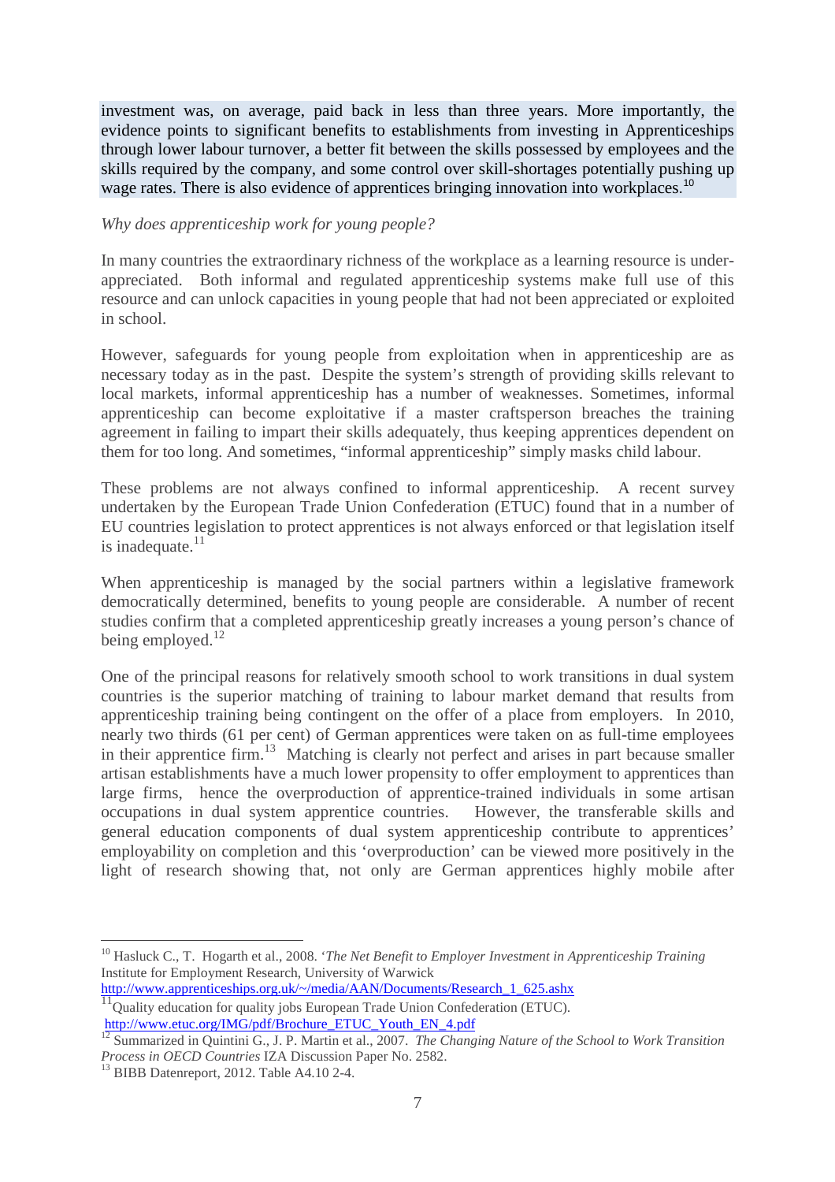investment was, on average, paid back in less than three years. More importantly, the evidence points to significant benefits to establishments from investing in Apprenticeships through lower labour turnover, a better fit between the skills possessed by employees and the skills required by the company, and some control over skill-shortages potentially pushing up wage rates. There is also evidence of apprentices bringing innovation into workplaces.[10]

*Why does apprenticeship work for young people?*

In many countries the extraordinary richness of the workplace as a learning resource is under-appreciated. Both informal and regulated apprenticeship systems make full use of this resource and can unlock capacities in young people that had not been appreciated or exploited in school.

However, safeguards for young people from exploitation when in apprenticeship are as necessary today as in the past. Despite the system's strength of providing skills relevant to local markets, informal apprenticeship has a number of weaknesses. Sometimes, informal apprenticeship can become exploitative if a master craftsperson breaches the training agreement in failing to impart their skills adequately, thus keeping apprentices dependent on them for too long. And sometimes, "informal apprenticeship" simply masks child labour.

These problems are not always confined to informal apprenticeship. A recent survey undertaken by the European Trade Union Confederation (ETUC) found that in a number of EU countries legislation to protect apprentices is not always enforced or that legislation itself is inadequate.[11]

When apprenticeship is managed by the social partners within a legislative framework democratically determined, benefits to young people are considerable. A number of recent studies confirm that a completed apprenticeship greatly increases a young person's chance of being employed.[12]

One of the principal reasons for relatively smooth school to work transitions in dual system countries is the superior matching of training to labour market demand that results from apprenticeship training being contingent on the offer of a place from employers. In 2010, nearly two thirds (61 per cent) of German apprentices were taken on as full-time employees in their apprentice firm.[13] Matching is clearly not perfect and arises in part because smaller artisan establishments have a much lower propensity to offer employment to apprentices than large firms, hence the overproduction of apprentice-trained individuals in some artisan occupations in dual system apprentice countries. However, the transferable skills and general education components of dual system apprenticeship contribute to apprentices' employability on completion and this 'overproduction' can be viewed more positively in the light of research showing that, not only are German apprentices highly mobile after

---

[10] Hasluck C., T. Hogarth et al., 2008. '*The Net Benefit to Employer Investment in Apprenticeship Training* Institute for Employment Research, University of Warwick http://www.apprenticeships.org.uk/~/media/AAN/Documents/Research_1_625.ashx

[11] Quality education for quality jobs European Trade Union Confederation (ETUC). http://www.etuc.org/IMG/pdf/Brochure_ETUC_Youth_EN_4.pdf

[12] Summarized in Quintini G., J. P. Martin et al., 2007. *The Changing Nature of the School to Work Transition Process in OECD Countries* IZA Discussion Paper No. 2582.

[13] BIBB Datenreport, 2012. Table A4.10 2-4.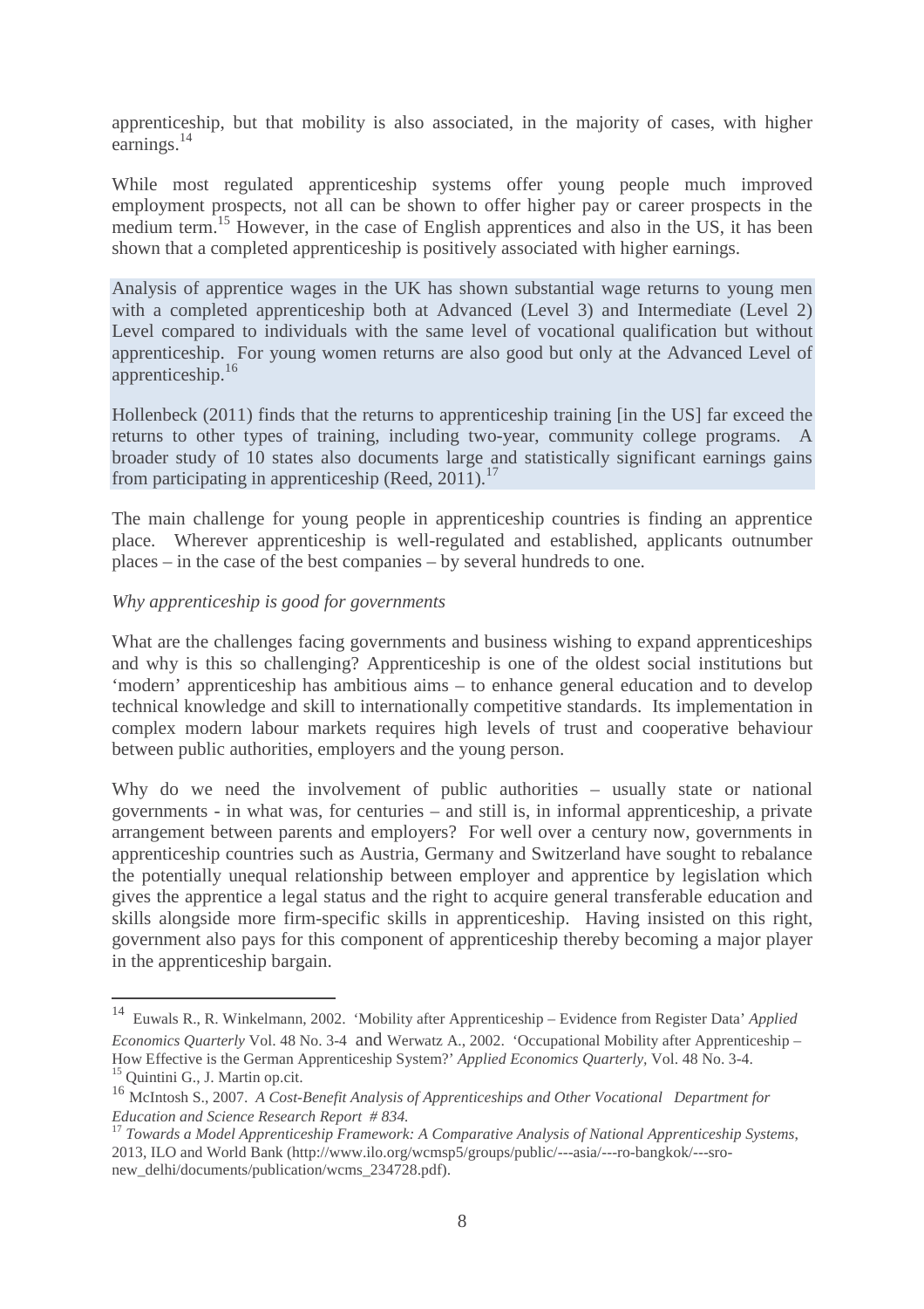apprenticeship, but that mobility is also associated, in the majority of cases, with higher earnings.[14]

While most regulated apprenticeship systems offer young people much improved employment prospects, not all can be shown to offer higher pay or career prospects in the medium term.[15] However, in the case of English apprentices and also in the US, it has been shown that a completed apprenticeship is positively associated with higher earnings.

Analysis of apprentice wages in the UK has shown substantial wage returns to young men with a completed apprenticeship both at Advanced (Level 3) and Intermediate (Level 2) Level compared to individuals with the same level of vocational qualification but without apprenticeship. For young women returns are also good but only at the Advanced Level of apprenticeship.[16]

Hollenbeck (2011) finds that the returns to apprenticeship training [in the US] far exceed the returns to other types of training, including two-year, community college programs. A broader study of 10 states also documents large and statistically significant earnings gains from participating in apprenticeship (Reed, 2011).[17]

The main challenge for young people in apprenticeship countries is finding an apprentice place. Wherever apprenticeship is well-regulated and established, applicants outnumber places – in the case of the best companies – by several hundreds to one.

*Why apprenticeship is good for governments*

What are the challenges facing governments and business wishing to expand apprenticeships and why is this so challenging? Apprenticeship is one of the oldest social institutions but 'modern' apprenticeship has ambitious aims – to enhance general education and to develop technical knowledge and skill to internationally competitive standards. Its implementation in complex modern labour markets requires high levels of trust and cooperative behaviour between public authorities, employers and the young person.

Why do we need the involvement of public authorities – usually state or national governments - in what was, for centuries – and still is, in informal apprenticeship, a private arrangement between parents and employers? For well over a century now, governments in apprenticeship countries such as Austria, Germany and Switzerland have sought to rebalance the potentially unequal relationship between employer and apprentice by legislation which gives the apprentice a legal status and the right to acquire general transferable education and skills alongside more firm-specific skills in apprenticeship. Having insisted on this right, government also pays for this component of apprenticeship thereby becoming a major player in the apprenticeship bargain.

---

[14] Euwals R., R. Winkelmann, 2002. 'Mobility after Apprenticeship – Evidence from Register Data' *Applied Economics Quarterly* Vol. 48 No. 3-4 and Werwatz A., 2002. 'Occupational Mobility after Apprenticeship – How Effective is the German Apprenticeship System?' *Applied Economics Quarterly*, Vol. 48 No. 3-4.

[15] Quintini G., J. Martin op.cit.

[16] McIntosh S., 2007. *A Cost-Benefit Analysis of Apprenticeships and Other Vocational Department for Education and Science Research Report # 834.*

[17] *Towards a Model Apprenticeship Framework: A Comparative Analysis of National Apprenticeship Systems*, 2013, ILO and World Bank (http://www.ilo.org/wcmsp5/groups/public/---asia/---ro-bangkok/---sro-new_delhi/documents/publication/wcms_234728.pdf).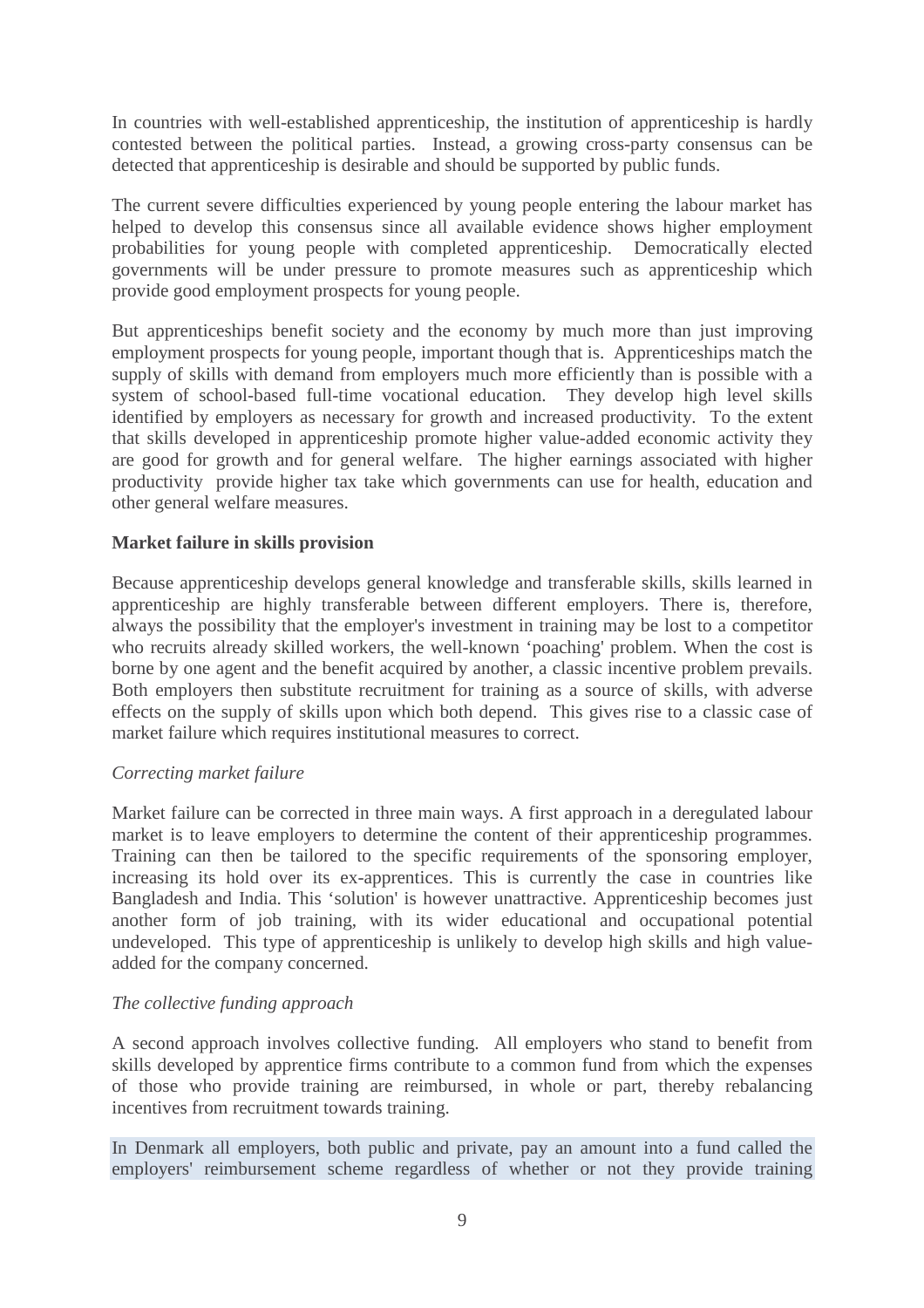In countries with well-established apprenticeship, the institution of apprenticeship is hardly contested between the political parties. Instead, a growing cross-party consensus can be detected that apprenticeship is desirable and should be supported by public funds.

The current severe difficulties experienced by young people entering the labour market has helped to develop this consensus since all available evidence shows higher employment probabilities for young people with completed apprenticeship. Democratically elected governments will be under pressure to promote measures such as apprenticeship which provide good employment prospects for young people.

But apprenticeships benefit society and the economy by much more than just improving employment prospects for young people, important though that is. Apprenticeships match the supply of skills with demand from employers much more efficiently than is possible with a system of school-based full-time vocational education. They develop high level skills identified by employers as necessary for growth and increased productivity. To the extent that skills developed in apprenticeship promote higher value-added economic activity they are good for growth and for general welfare. The higher earnings associated with higher productivity provide higher tax take which governments can use for health, education and other general welfare measures.

**Market failure in skills provision**

Because apprenticeship develops general knowledge and transferable skills, skills learned in apprenticeship are highly transferable between different employers. There is, therefore, always the possibility that the employer's investment in training may be lost to a competitor who recruits already skilled workers, the well-known 'poaching' problem. When the cost is borne by one agent and the benefit acquired by another, a classic incentive problem prevails. Both employers then substitute recruitment for training as a source of skills, with adverse effects on the supply of skills upon which both depend. This gives rise to a classic case of market failure which requires institutional measures to correct.

*Correcting market failure*

Market failure can be corrected in three main ways. A first approach in a deregulated labour market is to leave employers to determine the content of their apprenticeship programmes. Training can then be tailored to the specific requirements of the sponsoring employer, increasing its hold over its ex-apprentices. This is currently the case in countries like Bangladesh and India. This 'solution' is however unattractive. Apprenticeship becomes just another form of job training, with its wider educational and occupational potential undeveloped. This type of apprenticeship is unlikely to develop high skills and high value-added for the company concerned.

*The collective funding approach*

A second approach involves collective funding. All employers who stand to benefit from skills developed by apprentice firms contribute to a common fund from which the expenses of those who provide training are reimbursed, in whole or part, thereby rebalancing incentives from recruitment towards training.

In Denmark all employers, both public and private, pay an amount into a fund called the employers' reimbursement scheme regardless of whether or not they provide training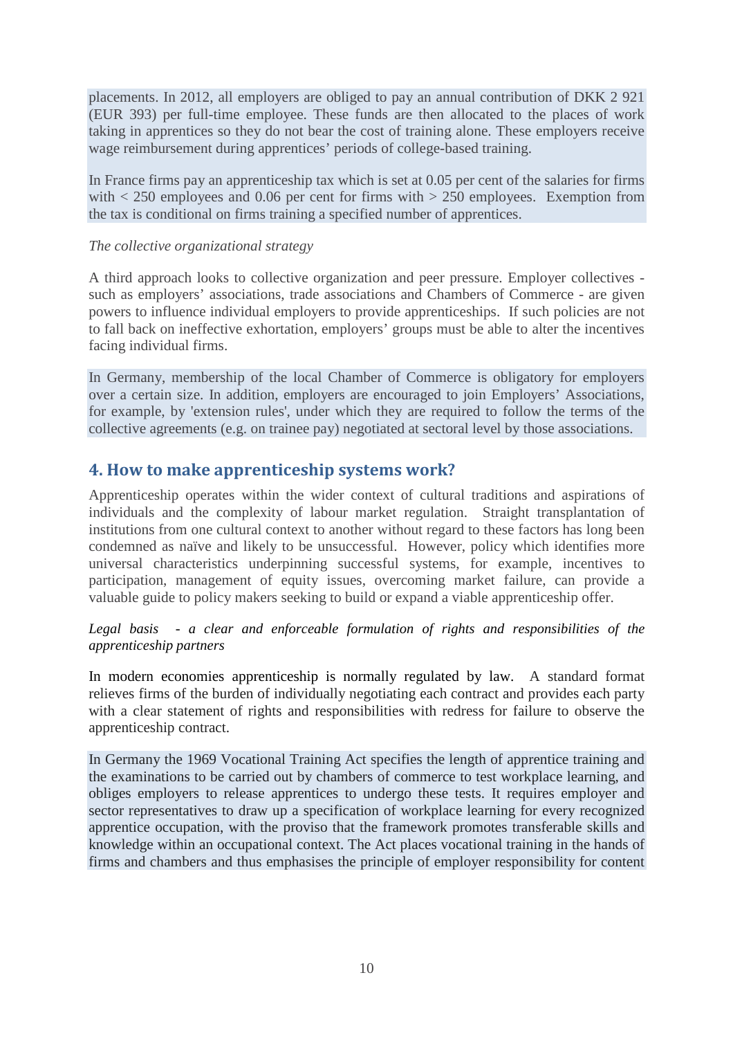placements. In 2012, all employers are obliged to pay an annual contribution of DKK 2 921 (EUR 393) per full-time employee. These funds are then allocated to the places of work taking in apprentices so they do not bear the cost of training alone. These employers receive wage reimbursement during apprentices' periods of college-based training.

In France firms pay an apprenticeship tax which is set at 0.05 per cent of the salaries for firms with < 250 employees and 0.06 per cent for firms with > 250 employees. Exemption from the tax is conditional on firms training a specified number of apprentices.

*The collective organizational strategy*

A third approach looks to collective organization and peer pressure. Employer collectives - such as employers' associations, trade associations and Chambers of Commerce - are given powers to influence individual employers to provide apprenticeships. If such policies are not to fall back on ineffective exhortation, employers' groups must be able to alter the incentives facing individual firms.

In Germany, membership of the local Chamber of Commerce is obligatory for employers over a certain size. In addition, employers are encouraged to join Employers' Associations, for example, by 'extension rules', under which they are required to follow the terms of the collective agreements (e.g. on trainee pay) negotiated at sectoral level by those associations.

## 4. How to make apprenticeship systems work?

Apprenticeship operates within the wider context of cultural traditions and aspirations of individuals and the complexity of labour market regulation. Straight transplantation of institutions from one cultural context to another without regard to these factors has long been condemned as naïve and likely to be unsuccessful. However, policy which identifies more universal characteristics underpinning successful systems, for example, incentives to participation, management of equity issues, overcoming market failure, can provide a valuable guide to policy makers seeking to build or expand a viable apprenticeship offer.

*Legal basis - a clear and enforceable formulation of rights and responsibilities of the apprenticeship partners*

In modern economies apprenticeship is normally regulated by law. A standard format relieves firms of the burden of individually negotiating each contract and provides each party with a clear statement of rights and responsibilities with redress for failure to observe the apprenticeship contract.

In Germany the 1969 Vocational Training Act specifies the length of apprentice training and the examinations to be carried out by chambers of commerce to test workplace learning, and obliges employers to release apprentices to undergo these tests. It requires employer and sector representatives to draw up a specification of workplace learning for every recognized apprentice occupation, with the proviso that the framework promotes transferable skills and knowledge within an occupational context. The Act places vocational training in the hands of firms and chambers and thus emphasises the principle of employer responsibility for content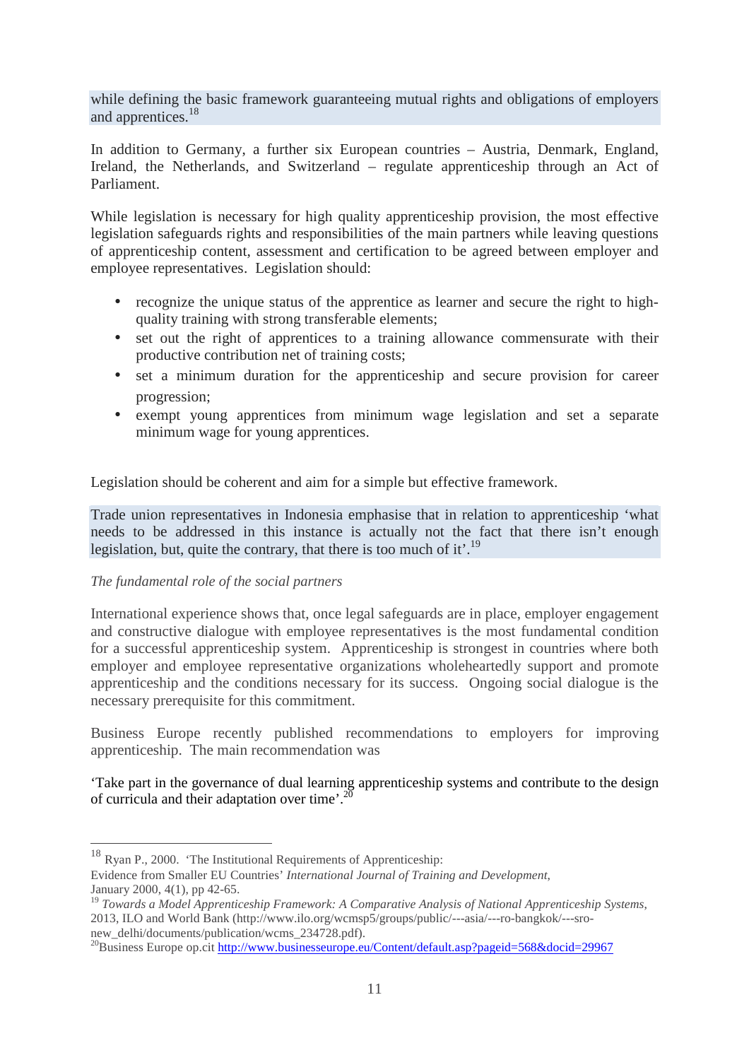while defining the basic framework guaranteeing mutual rights and obligations of employers and apprentices.[18]

In addition to Germany, a further six European countries – Austria, Denmark, England, Ireland, the Netherlands, and Switzerland – regulate apprenticeship through an Act of Parliament.

While legislation is necessary for high quality apprenticeship provision, the most effective legislation safeguards rights and responsibilities of the main partners while leaving questions of apprenticeship content, assessment and certification to be agreed between employer and employee representatives. Legislation should:

- recognize the unique status of the apprentice as learner and secure the right to high-quality training with strong transferable elements;
- set out the right of apprentices to a training allowance commensurate with their productive contribution net of training costs;
- set a minimum duration for the apprenticeship and secure provision for career progression;
- exempt young apprentices from minimum wage legislation and set a separate minimum wage for young apprentices.

Legislation should be coherent and aim for a simple but effective framework.

Trade union representatives in Indonesia emphasise that in relation to apprenticeship 'what needs to be addressed in this instance is actually not the fact that there isn't enough legislation, but, quite the contrary, that there is too much of it'.[19]

*The fundamental role of the social partners*

International experience shows that, once legal safeguards are in place, employer engagement and constructive dialogue with employee representatives is the most fundamental condition for a successful apprenticeship system. Apprenticeship is strongest in countries where both employer and employee representative organizations wholeheartedly support and promote apprenticeship and the conditions necessary for its success. Ongoing social dialogue is the necessary prerequisite for this commitment.

Business Europe recently published recommendations to employers for improving apprenticeship. The main recommendation was

'Take part in the governance of dual learning apprenticeship systems and contribute to the design of curricula and their adaptation over time'.[20]

---

[18] Ryan P., 2000. 'The Institutional Requirements of Apprenticeship: Evidence from Smaller EU Countries' *International Journal of Training and Development*, January 2000, 4(1), pp 42-65.

[19] *Towards a Model Apprenticeship Framework: A Comparative Analysis of National Apprenticeship Systems*, 2013, ILO and World Bank (http://www.ilo.org/wcmsp5/groups/public/---asia/---ro-bangkok/---sro-new_delhi/documents/publication/wcms_234728.pdf).

[20] Business Europe op.cit http://www.businesseurope.eu/Content/default.asp?pageid=568&docid=29967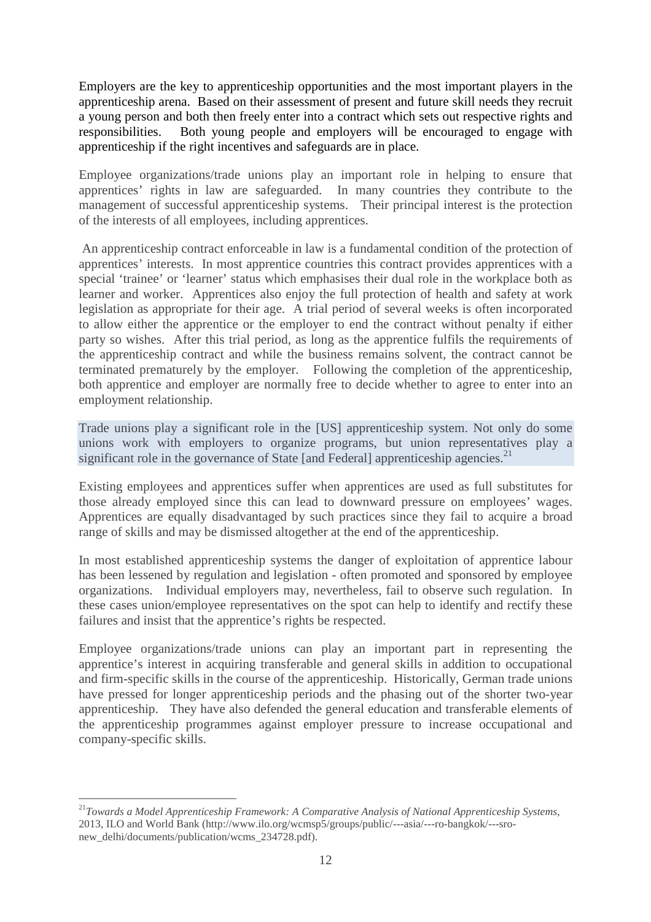Employers are the key to apprenticeship opportunities and the most important players in the apprenticeship arena. Based on their assessment of present and future skill needs they recruit a young person and both then freely enter into a contract which sets out respective rights and responsibilities. Both young people and employers will be encouraged to engage with apprenticeship if the right incentives and safeguards are in place.

Employee organizations/trade unions play an important role in helping to ensure that apprentices' rights in law are safeguarded. In many countries they contribute to the management of successful apprenticeship systems. Their principal interest is the protection of the interests of all employees, including apprentices.

An apprenticeship contract enforceable in law is a fundamental condition of the protection of apprentices' interests. In most apprentice countries this contract provides apprentices with a special 'trainee' or 'learner' status which emphasises their dual role in the workplace both as learner and worker. Apprentices also enjoy the full protection of health and safety at work legislation as appropriate for their age. A trial period of several weeks is often incorporated to allow either the apprentice or the employer to end the contract without penalty if either party so wishes. After this trial period, as long as the apprentice fulfils the requirements of the apprenticeship contract and while the business remains solvent, the contract cannot be terminated prematurely by the employer. Following the completion of the apprenticeship, both apprentice and employer are normally free to decide whether to agree to enter into an employment relationship.

> Trade unions play a significant role in the [US] apprenticeship system. Not only do some unions work with employers to organize programs, but union representatives play a significant role in the governance of State [and Federal] apprenticeship agencies.[21]

Existing employees and apprentices suffer when apprentices are used as full substitutes for those already employed since this can lead to downward pressure on employees' wages. Apprentices are equally disadvantaged by such practices since they fail to acquire a broad range of skills and may be dismissed altogether at the end of the apprenticeship.

In most established apprenticeship systems the danger of exploitation of apprentice labour has been lessened by regulation and legislation - often promoted and sponsored by employee organizations. Individual employers may, nevertheless, fail to observe such regulation. In these cases union/employee representatives on the spot can help to identify and rectify these failures and insist that the apprentice's rights be respected.

Employee organizations/trade unions can play an important part in representing the apprentice's interest in acquiring transferable and general skills in addition to occupational and firm-specific skills in the course of the apprenticeship. Historically, German trade unions have pressed for longer apprenticeship periods and the phasing out of the shorter two-year apprenticeship. They have also defended the general education and transferable elements of the apprenticeship programmes against employer pressure to increase occupational and company-specific skills.

---

[21] *Towards a Model Apprenticeship Framework: A Comparative Analysis of National Apprenticeship Systems*, 2013, ILO and World Bank (http://www.ilo.org/wcmsp5/groups/public/---asia/---ro-bangkok/---sro-new_delhi/documents/publication/wcms_234728.pdf).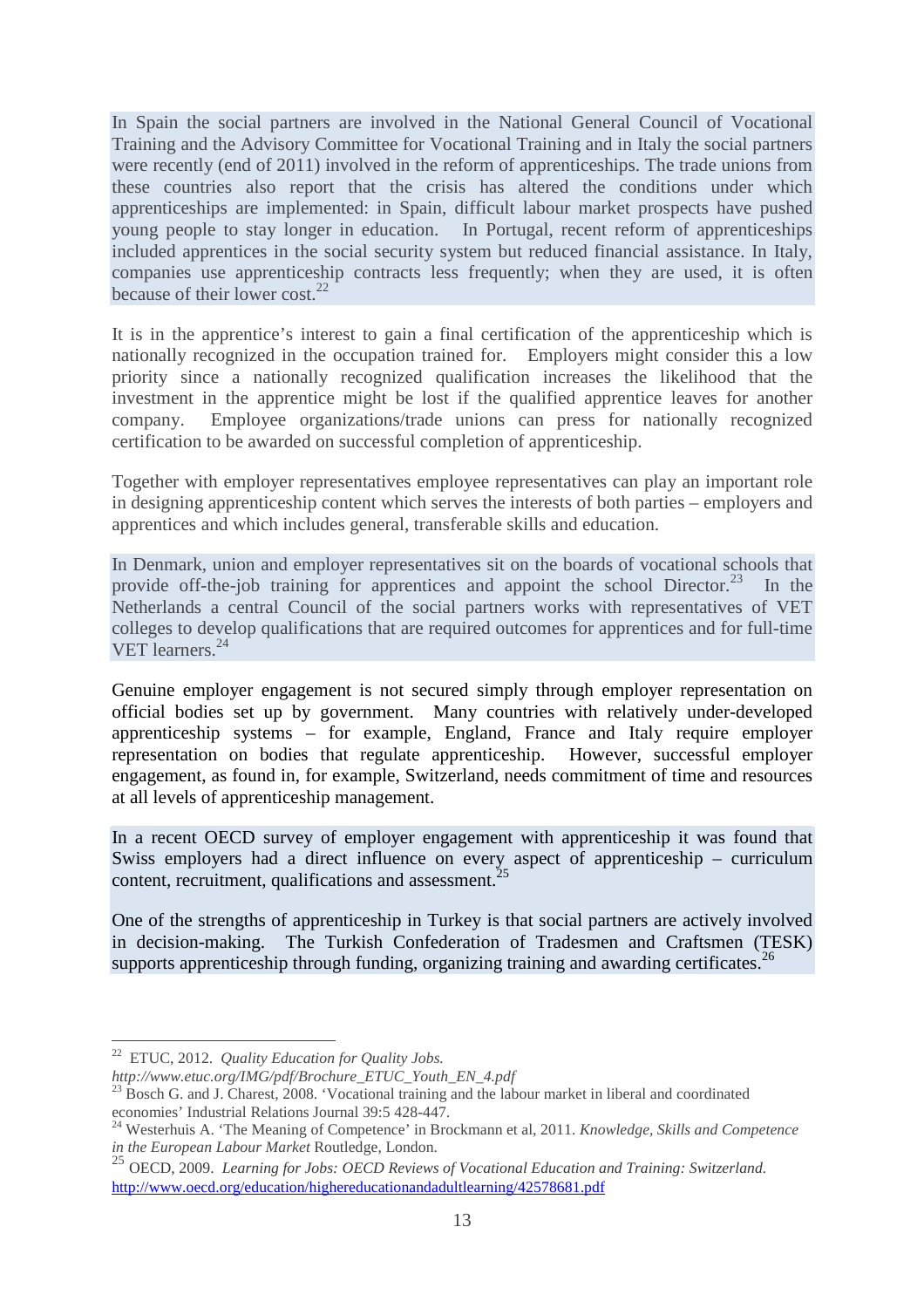In Spain the social partners are involved in the National General Council of Vocational Training and the Advisory Committee for Vocational Training and in Italy the social partners were recently (end of 2011) involved in the reform of apprenticeships. The trade unions from these countries also report that the crisis has altered the conditions under which apprenticeships are implemented: in Spain, difficult labour market prospects have pushed young people to stay longer in education. In Portugal, recent reform of apprenticeships included apprentices in the social security system but reduced financial assistance. In Italy, companies use apprenticeship contracts less frequently; when they are used, it is often because of their lower cost.[22]

It is in the apprentice's interest to gain a final certification of the apprenticeship which is nationally recognized in the occupation trained for. Employers might consider this a low priority since a nationally recognized qualification increases the likelihood that the investment in the apprentice might be lost if the qualified apprentice leaves for another company. Employee organizations/trade unions can press for nationally recognized certification to be awarded on successful completion of apprenticeship.

Together with employer representatives employee representatives can play an important role in designing apprenticeship content which serves the interests of both parties – employers and apprentices and which includes general, transferable skills and education.

In Denmark, union and employer representatives sit on the boards of vocational schools that provide off-the-job training for apprentices and appoint the school Director.[23] In the Netherlands a central Council of the social partners works with representatives of VET colleges to develop qualifications that are required outcomes for apprentices and for full-time VET learners.[24]

Genuine employer engagement is not secured simply through employer representation on official bodies set up by government. Many countries with relatively under-developed apprenticeship systems – for example, England, France and Italy require employer representation on bodies that regulate apprenticeship. However, successful employer engagement, as found in, for example, Switzerland, needs commitment of time and resources at all levels of apprenticeship management.

In a recent OECD survey of employer engagement with apprenticeship it was found that Swiss employers had a direct influence on every aspect of apprenticeship – curriculum content, recruitment, qualifications and assessment.[25]

One of the strengths of apprenticeship in Turkey is that social partners are actively involved in decision-making. The Turkish Confederation of Tradesmen and Craftsmen (TESK) supports apprenticeship through funding, organizing training and awarding certificates.[26]

---

[22] ETUC, 2012. *Quality Education for Quality Jobs.* *http://www.etuc.org/IMG/pdf/Brochure_ETUC_Youth_EN_4.pdf*

[23] Bosch G. and J. Charest, 2008. 'Vocational training and the labour market in liberal and coordinated economies' Industrial Relations Journal 39:5 428-447.

[24] Westerhuis A. 'The Meaning of Competence' in Brockmann et al, 2011. *Knowledge, Skills and Competence in the European Labour Market* Routledge, London.

[25] OECD, 2009. *Learning for Jobs: OECD Reviews of Vocational Education and Training: Switzerland.* http://www.oecd.org/education/highereducationandadultlearning/42578681.pdf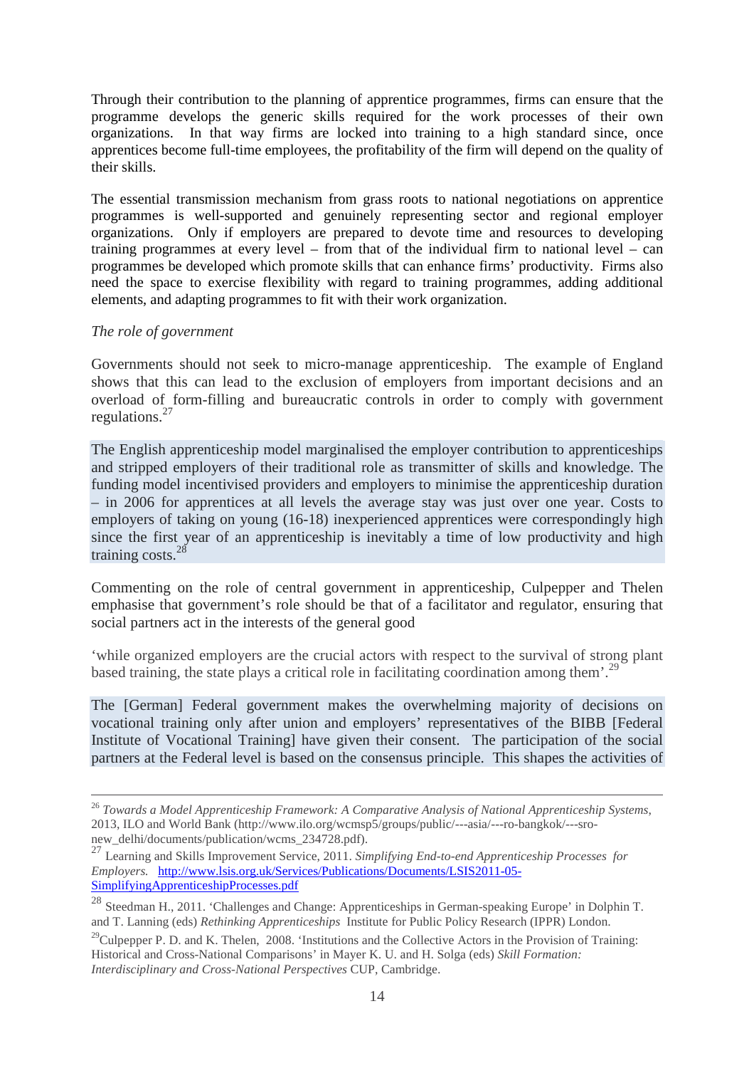Through their contribution to the planning of apprentice programmes, firms can ensure that the programme develops the generic skills required for the work processes of their own organizations. In that way firms are locked into training to a high standard since, once apprentices become full-time employees, the profitability of the firm will depend on the quality of their skills.

The essential transmission mechanism from grass roots to national negotiations on apprentice programmes is well-supported and genuinely representing sector and regional employer organizations. Only if employers are prepared to devote time and resources to developing training programmes at every level – from that of the individual firm to national level – can programmes be developed which promote skills that can enhance firms' productivity. Firms also need the space to exercise flexibility with regard to training programmes, adding additional elements, and adapting programmes to fit with their work organization.

*The role of government*

Governments should not seek to micro-manage apprenticeship. The example of England shows that this can lead to the exclusion of employers from important decisions and an overload of form-filling and bureaucratic controls in order to comply with government regulations.[27]

The English apprenticeship model marginalised the employer contribution to apprenticeships and stripped employers of their traditional role as transmitter of skills and knowledge. The funding model incentivised providers and employers to minimise the apprenticeship duration – in 2006 for apprentices at all levels the average stay was just over one year. Costs to employers of taking on young (16-18) inexperienced apprentices were correspondingly high since the first year of an apprenticeship is inevitably a time of low productivity and high training costs.[28]

Commenting on the role of central government in apprenticeship, Culpepper and Thelen emphasise that government's role should be that of a facilitator and regulator, ensuring that social partners act in the interests of the general good

'while organized employers are the crucial actors with respect to the survival of strong plant based training, the state plays a critical role in facilitating coordination among them'.[29]

The [German] Federal government makes the overwhelming majority of decisions on vocational training only after union and employers' representatives of the BIBB [Federal Institute of Vocational Training] have given their consent. The participation of the social partners at the Federal level is based on the consensus principle. This shapes the activities of

---

[26] *Towards a Model Apprenticeship Framework: A Comparative Analysis of National Apprenticeship Systems*, 2013, ILO and World Bank (http://www.ilo.org/wcmsp5/groups/public/---asia/---ro-bangkok/---sro-new_delhi/documents/publication/wcms_234728.pdf).

[27] Learning and Skills Improvement Service, 2011. *Simplifying End-to-end Apprenticeship Processes for Employers.* http://www.lsis.org.uk/Services/Publications/Documents/LSIS2011-05-SimplifyingApprenticeshipProcesses.pdf

[28] Steedman H., 2011. 'Challenges and Change: Apprenticeships in German-speaking Europe' in Dolphin T. and T. Lanning (eds) *Rethinking Apprenticeships* Institute for Public Policy Research (IPPR) London.

[29] Culpepper P. D. and K. Thelen, 2008. 'Institutions and the Collective Actors in the Provision of Training: Historical and Cross-National Comparisons' in Mayer K. U. and H. Solga (eds) *Skill Formation: Interdisciplinary and Cross-National Perspectives* CUP, Cambridge.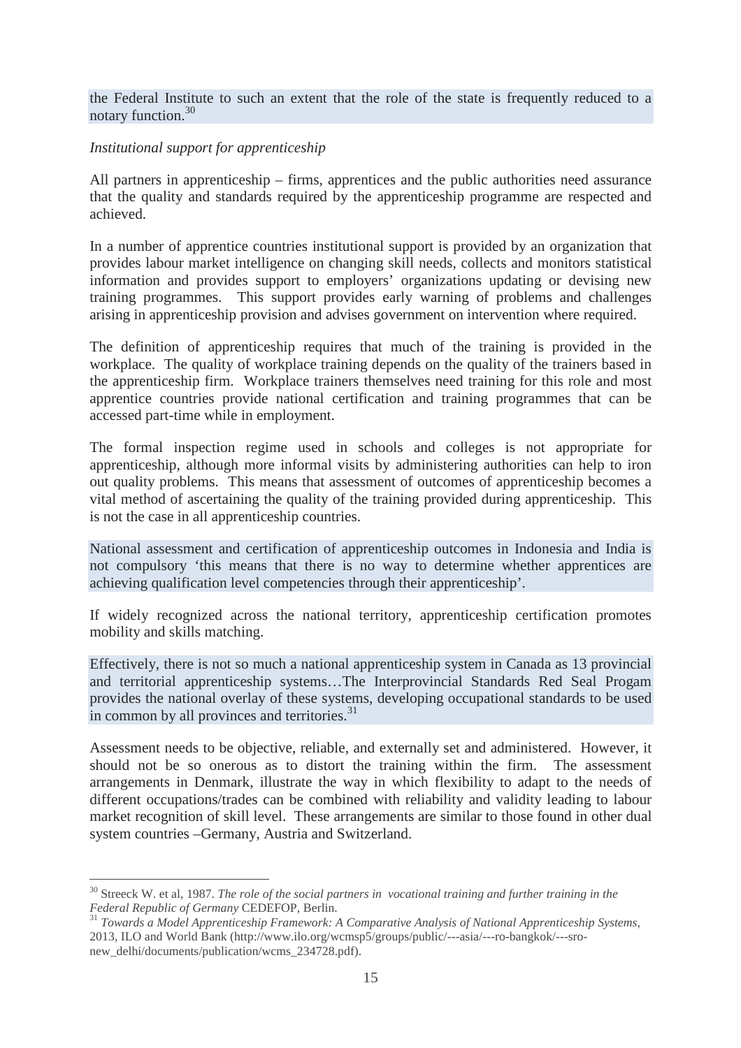the Federal Institute to such an extent that the role of the state is frequently reduced to a notary function.[30]

*Institutional support for apprenticeship*

All partners in apprenticeship – firms, apprentices and the public authorities need assurance that the quality and standards required by the apprenticeship programme are respected and achieved.

In a number of apprentice countries institutional support is provided by an organization that provides labour market intelligence on changing skill needs, collects and monitors statistical information and provides support to employers' organizations updating or devising new training programmes. This support provides early warning of problems and challenges arising in apprenticeship provision and advises government on intervention where required.

The definition of apprenticeship requires that much of the training is provided in the workplace. The quality of workplace training depends on the quality of the trainers based in the apprenticeship firm. Workplace trainers themselves need training for this role and most apprentice countries provide national certification and training programmes that can be accessed part-time while in employment.

The formal inspection regime used in schools and colleges is not appropriate for apprenticeship, although more informal visits by administering authorities can help to iron out quality problems. This means that assessment of outcomes of apprenticeship becomes a vital method of ascertaining the quality of the training provided during apprenticeship. This is not the case in all apprenticeship countries.

National assessment and certification of apprenticeship outcomes in Indonesia and India is not compulsory 'this means that there is no way to determine whether apprentices are achieving qualification level competencies through their apprenticeship'.

If widely recognized across the national territory, apprenticeship certification promotes mobility and skills matching.

Effectively, there is not so much a national apprenticeship system in Canada as 13 provincial and territorial apprenticeship systems…The Interprovincial Standards Red Seal Progam provides the national overlay of these systems, developing occupational standards to be used in common by all provinces and territories.[31]

Assessment needs to be objective, reliable, and externally set and administered. However, it should not be so onerous as to distort the training within the firm. The assessment arrangements in Denmark, illustrate the way in which flexibility to adapt to the needs of different occupations/trades can be combined with reliability and validity leading to labour market recognition of skill level. These arrangements are similar to those found in other dual system countries –Germany, Austria and Switzerland.

---

[30] Streeck W. et al, 1987. *The role of the social partners in vocational training and further training in the Federal Republic of Germany* CEDEFOP, Berlin.

[31] *Towards a Model Apprenticeship Framework: A Comparative Analysis of National Apprenticeship Systems*, 2013, ILO and World Bank (http://www.ilo.org/wcmsp5/groups/public/---asia/---ro-bangkok/---sro-new_delhi/documents/publication/wcms_234728.pdf).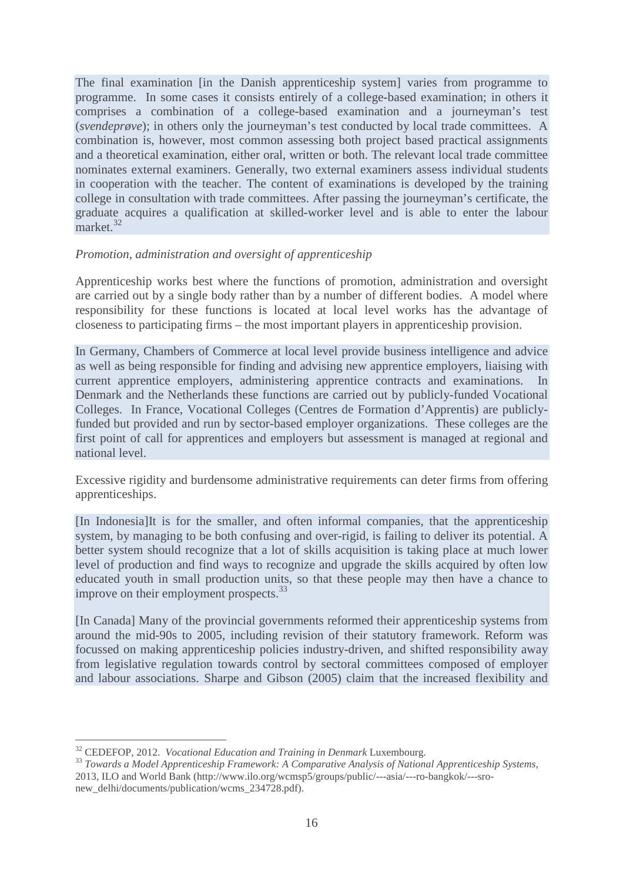The final examination [in the Danish apprenticeship system] varies from programme to programme. In some cases it consists entirely of a college-based examination; in others it comprises a combination of a college-based examination and a journeyman's test (*svendeprøve*); in others only the journeyman's test conducted by local trade committees. A combination is, however, most common assessing both project based practical assignments and a theoretical examination, either oral, written or both. The relevant local trade committee nominates external examiners. Generally, two external examiners assess individual students in cooperation with the teacher. The content of examinations is developed by the training college in consultation with trade committees. After passing the journeyman's certificate, the graduate acquires a qualification at skilled-worker level and is able to enter the labour market.[32]

*Promotion, administration and oversight of apprenticeship*

Apprenticeship works best where the functions of promotion, administration and oversight are carried out by a single body rather than by a number of different bodies. A model where responsibility for these functions is located at local level works has the advantage of closeness to participating firms – the most important players in apprenticeship provision.

In Germany, Chambers of Commerce at local level provide business intelligence and advice as well as being responsible for finding and advising new apprentice employers, liaising with current apprentice employers, administering apprentice contracts and examinations. In Denmark and the Netherlands these functions are carried out by publicly-funded Vocational Colleges. In France, Vocational Colleges (Centres de Formation d'Apprentis) are publicly-funded but provided and run by sector-based employer organizations. These colleges are the first point of call for apprentices and employers but assessment is managed at regional and national level.

Excessive rigidity and burdensome administrative requirements can deter firms from offering apprenticeships.

[In Indonesia]It is for the smaller, and often informal companies, that the apprenticeship system, by managing to be both confusing and over-rigid, is failing to deliver its potential. A better system should recognize that a lot of skills acquisition is taking place at much lower level of production and find ways to recognize and upgrade the skills acquired by often low educated youth in small production units, so that these people may then have a chance to improve on their employment prospects.[33]

[In Canada] Many of the provincial governments reformed their apprenticeship systems from around the mid-90s to 2005, including revision of their statutory framework. Reform was focussed on making apprenticeship policies industry-driven, and shifted responsibility away from legislative regulation towards control by sectoral committees composed of employer and labour associations. Sharpe and Gibson (2005) claim that the increased flexibility and

---

[32] CEDEFOP, 2012. *Vocational Education and Training in Denmark* Luxembourg.

[33] *Towards a Model Apprenticeship Framework: A Comparative Analysis of National Apprenticeship Systems*, 2013, ILO and World Bank (http://www.ilo.org/wcmsp5/groups/public/---asia/---ro-bangkok/---sro-new_delhi/documents/publication/wcms_234728.pdf).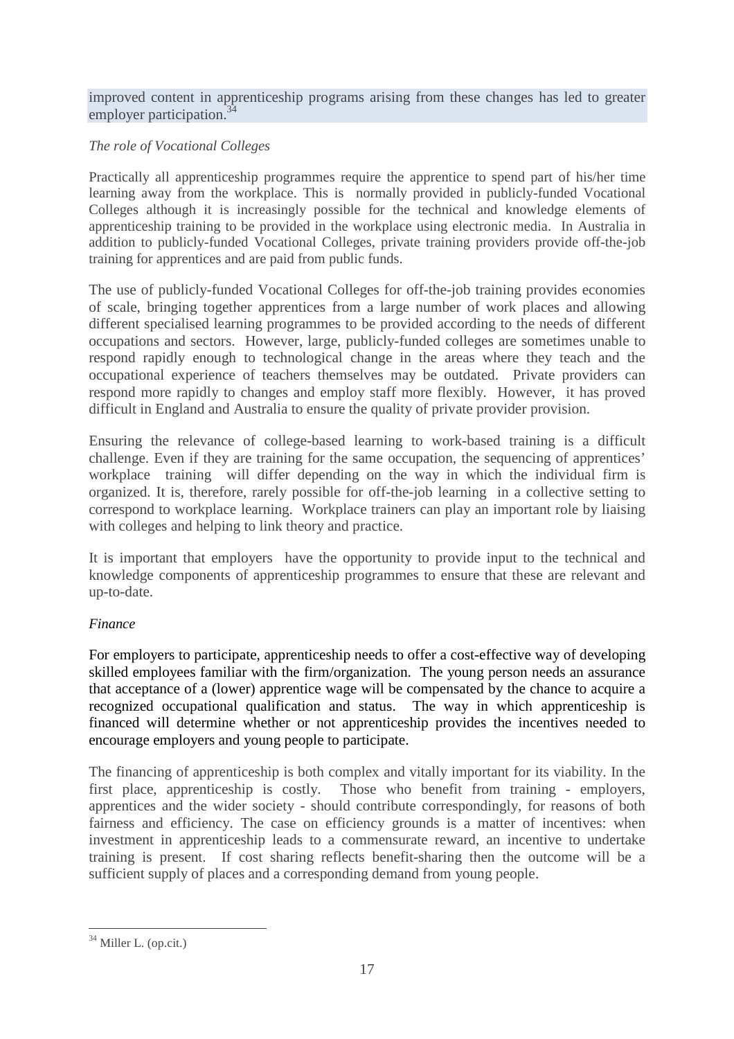improved content in apprenticeship programs arising from these changes has led to greater employer participation.[34]

*The role of Vocational Colleges*

Practically all apprenticeship programmes require the apprentice to spend part of his/her time learning away from the workplace. This is normally provided in publicly-funded Vocational Colleges although it is increasingly possible for the technical and knowledge elements of apprenticeship training to be provided in the workplace using electronic media. In Australia in addition to publicly-funded Vocational Colleges, private training providers provide off-the-job training for apprentices and are paid from public funds.

The use of publicly-funded Vocational Colleges for off-the-job training provides economies of scale, bringing together apprentices from a large number of work places and allowing different specialised learning programmes to be provided according to the needs of different occupations and sectors. However, large, publicly-funded colleges are sometimes unable to respond rapidly enough to technological change in the areas where they teach and the occupational experience of teachers themselves may be outdated. Private providers can respond more rapidly to changes and employ staff more flexibly. However, it has proved difficult in England and Australia to ensure the quality of private provider provision.

Ensuring the relevance of college-based learning to work-based training is a difficult challenge. Even if they are training for the same occupation, the sequencing of apprentices' workplace training will differ depending on the way in which the individual firm is organized. It is, therefore, rarely possible for off-the-job learning in a collective setting to correspond to workplace learning. Workplace trainers can play an important role by liaising with colleges and helping to link theory and practice.

It is important that employers have the opportunity to provide input to the technical and knowledge components of apprenticeship programmes to ensure that these are relevant and up-to-date.

*Finance*

For employers to participate, apprenticeship needs to offer a cost-effective way of developing skilled employees familiar with the firm/organization. The young person needs an assurance that acceptance of a (lower) apprentice wage will be compensated by the chance to acquire a recognized occupational qualification and status. The way in which apprenticeship is financed will determine whether or not apprenticeship provides the incentives needed to encourage employers and young people to participate.

The financing of apprenticeship is both complex and vitally important for its viability. In the first place, apprenticeship is costly. Those who benefit from training - employers, apprentices and the wider society - should contribute correspondingly, for reasons of both fairness and efficiency. The case on efficiency grounds is a matter of incentives: when investment in apprenticeship leads to a commensurate reward, an incentive to undertake training is present. If cost sharing reflects benefit-sharing then the outcome will be a sufficient supply of places and a corresponding demand from young people.

[34] Miller L. (op.cit.)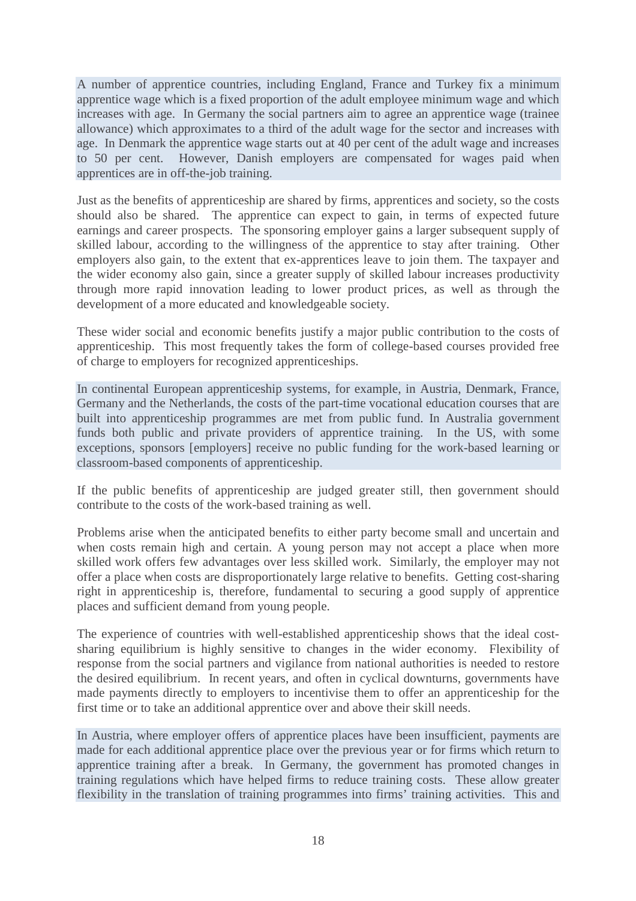A number of apprentice countries, including England, France and Turkey fix a minimum apprentice wage which is a fixed proportion of the adult employee minimum wage and which increases with age. In Germany the social partners aim to agree an apprentice wage (trainee allowance) which approximates to a third of the adult wage for the sector and increases with age. In Denmark the apprentice wage starts out at 40 per cent of the adult wage and increases to 50 per cent. However, Danish employers are compensated for wages paid when apprentices are in off-the-job training.

Just as the benefits of apprenticeship are shared by firms, apprentices and society, so the costs should also be shared. The apprentice can expect to gain, in terms of expected future earnings and career prospects. The sponsoring employer gains a larger subsequent supply of skilled labour, according to the willingness of the apprentice to stay after training. Other employers also gain, to the extent that ex-apprentices leave to join them. The taxpayer and the wider economy also gain, since a greater supply of skilled labour increases productivity through more rapid innovation leading to lower product prices, as well as through the development of a more educated and knowledgeable society.

These wider social and economic benefits justify a major public contribution to the costs of apprenticeship. This most frequently takes the form of college-based courses provided free of charge to employers for recognized apprenticeships.

In continental European apprenticeship systems, for example, in Austria, Denmark, France, Germany and the Netherlands, the costs of the part-time vocational education courses that are built into apprenticeship programmes are met from public fund. In Australia government funds both public and private providers of apprentice training. In the US, with some exceptions, sponsors [employers] receive no public funding for the work-based learning or classroom-based components of apprenticeship.

If the public benefits of apprenticeship are judged greater still, then government should contribute to the costs of the work-based training as well.

Problems arise when the anticipated benefits to either party become small and uncertain and when costs remain high and certain. A young person may not accept a place when more skilled work offers few advantages over less skilled work. Similarly, the employer may not offer a place when costs are disproportionately large relative to benefits. Getting cost-sharing right in apprenticeship is, therefore, fundamental to securing a good supply of apprentice places and sufficient demand from young people.

The experience of countries with well-established apprenticeship shows that the ideal cost-sharing equilibrium is highly sensitive to changes in the wider economy. Flexibility of response from the social partners and vigilance from national authorities is needed to restore the desired equilibrium. In recent years, and often in cyclical downturns, governments have made payments directly to employers to incentivise them to offer an apprenticeship for the first time or to take an additional apprentice over and above their skill needs.

In Austria, where employer offers of apprentice places have been insufficient, payments are made for each additional apprentice place over the previous year or for firms which return to apprentice training after a break. In Germany, the government has promoted changes in training regulations which have helped firms to reduce training costs. These allow greater flexibility in the translation of training programmes into firms' training activities. This and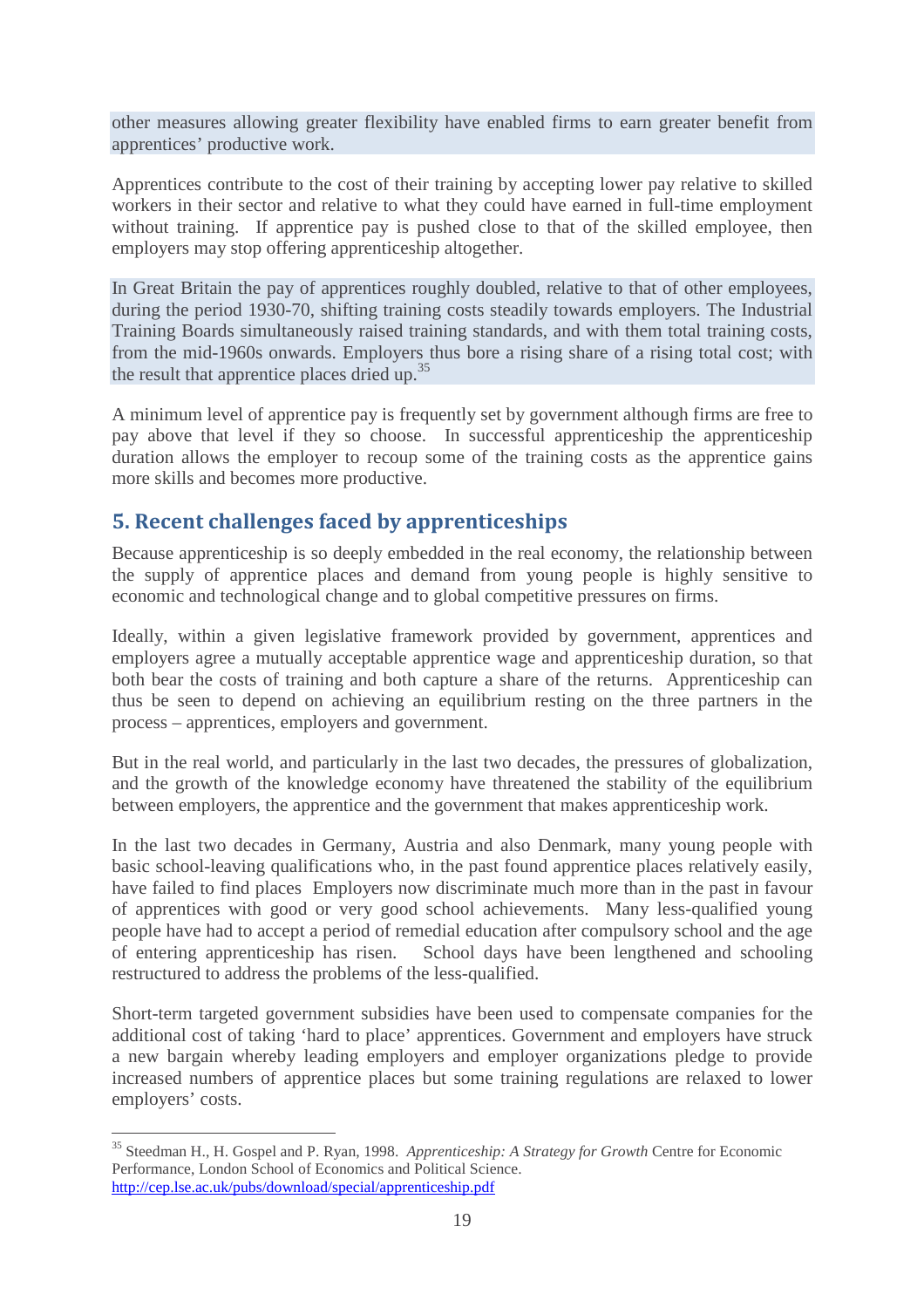other measures allowing greater flexibility have enabled firms to earn greater benefit from apprentices' productive work.

Apprentices contribute to the cost of their training by accepting lower pay relative to skilled workers in their sector and relative to what they could have earned in full-time employment without training. If apprentice pay is pushed close to that of the skilled employee, then employers may stop offering apprenticeship altogether.

In Great Britain the pay of apprentices roughly doubled, relative to that of other employees, during the period 1930-70, shifting training costs steadily towards employers. The Industrial Training Boards simultaneously raised training standards, and with them total training costs, from the mid-1960s onwards. Employers thus bore a rising share of a rising total cost; with the result that apprentice places dried up.[35]

A minimum level of apprentice pay is frequently set by government although firms are free to pay above that level if they so choose. In successful apprenticeship the apprenticeship duration allows the employer to recoup some of the training costs as the apprentice gains more skills and becomes more productive.

## 5. Recent challenges faced by apprenticeships

Because apprenticeship is so deeply embedded in the real economy, the relationship between the supply of apprentice places and demand from young people is highly sensitive to economic and technological change and to global competitive pressures on firms.

Ideally, within a given legislative framework provided by government, apprentices and employers agree a mutually acceptable apprentice wage and apprenticeship duration, so that both bear the costs of training and both capture a share of the returns. Apprenticeship can thus be seen to depend on achieving an equilibrium resting on the three partners in the process – apprentices, employers and government.

But in the real world, and particularly in the last two decades, the pressures of globalization, and the growth of the knowledge economy have threatened the stability of the equilibrium between employers, the apprentice and the government that makes apprenticeship work.

In the last two decades in Germany, Austria and also Denmark, many young people with basic school-leaving qualifications who, in the past found apprentice places relatively easily, have failed to find places Employers now discriminate much more than in the past in favour of apprentices with good or very good school achievements. Many less-qualified young people have had to accept a period of remedial education after compulsory school and the age of entering apprenticeship has risen. School days have been lengthened and schooling restructured to address the problems of the less-qualified.

Short-term targeted government subsidies have been used to compensate companies for the additional cost of taking 'hard to place' apprentices. Government and employers have struck a new bargain whereby leading employers and employer organizations pledge to provide increased numbers of apprentice places but some training regulations are relaxed to lower employers' costs.

---

[35] Steedman H., H. Gospel and P. Ryan, 1998. *Apprenticeship: A Strategy for Growth* Centre for Economic Performance, London School of Economics and Political Science. http://cep.lse.ac.uk/pubs/download/special/apprenticeship.pdf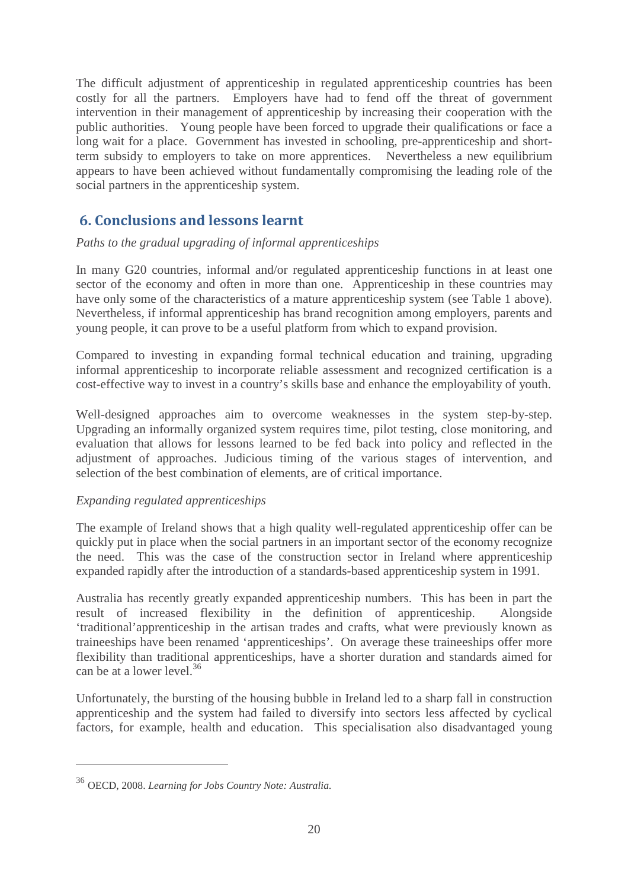The difficult adjustment of apprenticeship in regulated apprenticeship countries has been costly for all the partners. Employers have had to fend off the threat of government intervention in their management of apprenticeship by increasing their cooperation with the public authorities. Young people have been forced to upgrade their qualifications or face a long wait for a place. Government has invested in schooling, pre-apprenticeship and short-term subsidy to employers to take on more apprentices. Nevertheless a new equilibrium appears to have been achieved without fundamentally compromising the leading role of the social partners in the apprenticeship system.

## 6. Conclusions and lessons learnt

*Paths to the gradual upgrading of informal apprenticeships*

In many G20 countries, informal and/or regulated apprenticeship functions in at least one sector of the economy and often in more than one. Apprenticeship in these countries may have only some of the characteristics of a mature apprenticeship system (see Table 1 above). Nevertheless, if informal apprenticeship has brand recognition among employers, parents and young people, it can prove to be a useful platform from which to expand provision.

Compared to investing in expanding formal technical education and training, upgrading informal apprenticeship to incorporate reliable assessment and recognized certification is a cost-effective way to invest in a country's skills base and enhance the employability of youth.

Well-designed approaches aim to overcome weaknesses in the system step-by-step. Upgrading an informally organized system requires time, pilot testing, close monitoring, and evaluation that allows for lessons learned to be fed back into policy and reflected in the adjustment of approaches. Judicious timing of the various stages of intervention, and selection of the best combination of elements, are of critical importance.

*Expanding regulated apprenticeships*

The example of Ireland shows that a high quality well-regulated apprenticeship offer can be quickly put in place when the social partners in an important sector of the economy recognize the need. This was the case of the construction sector in Ireland where apprenticeship expanded rapidly after the introduction of a standards-based apprenticeship system in 1991.

Australia has recently greatly expanded apprenticeship numbers. This has been in part the result of increased flexibility in the definition of apprenticeship. Alongside 'traditional'apprenticeship in the artisan trades and crafts, what were previously known as traineeships have been renamed 'apprenticeships'. On average these traineeships offer more flexibility than traditional apprenticeships, have a shorter duration and standards aimed for can be at a lower level.[36]

Unfortunately, the bursting of the housing bubble in Ireland led to a sharp fall in construction apprenticeship and the system had failed to diversify into sectors less affected by cyclical factors, for example, health and education. This specialisation also disadvantaged young

---

[36] OECD, 2008. *Learning for Jobs Country Note: Australia.*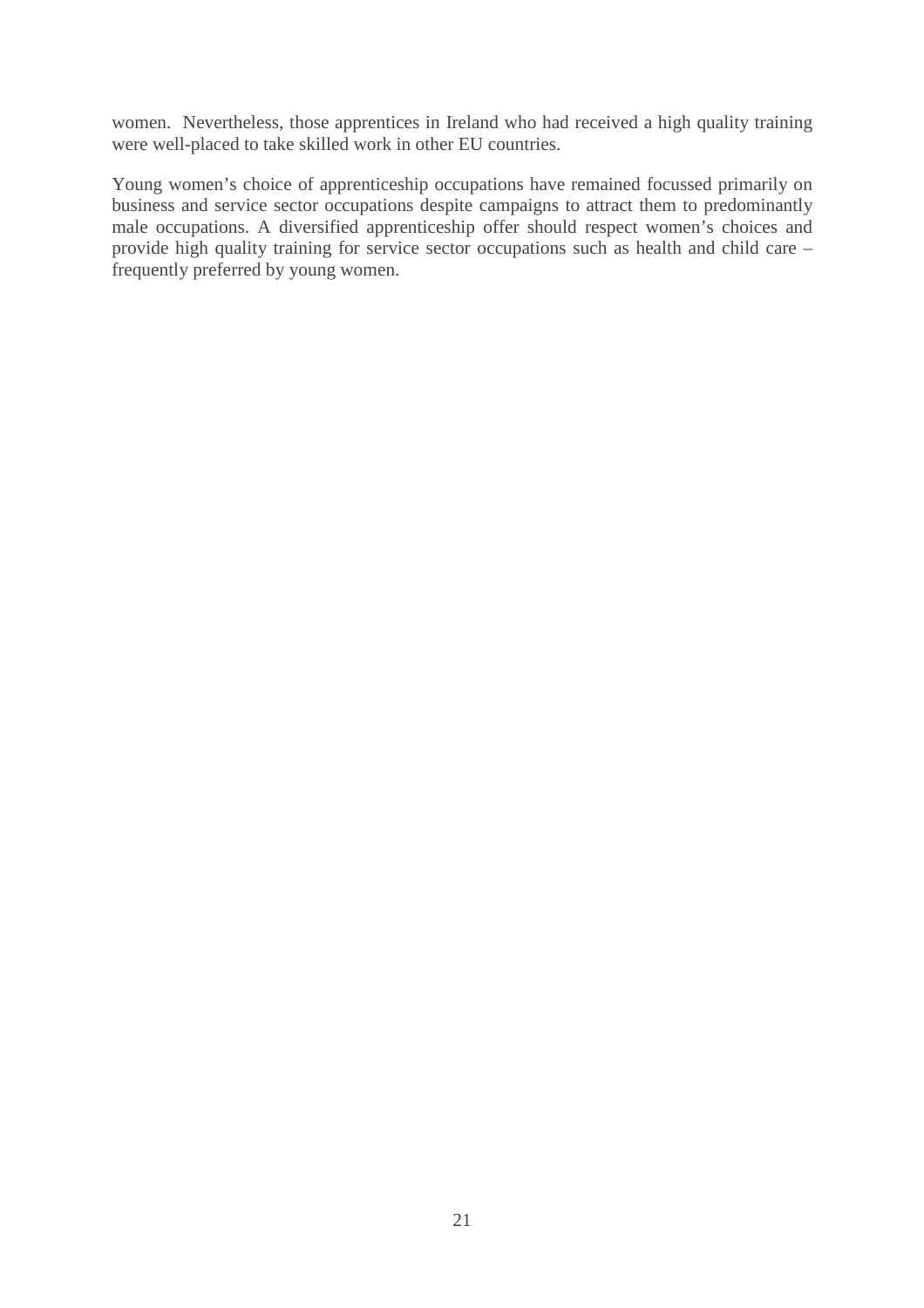women. Nevertheless, those apprentices in Ireland who had received a high quality training were well-placed to take skilled work in other EU countries.

Young women's choice of apprenticeship occupations have remained focussed primarily on business and service sector occupations despite campaigns to attract them to predominantly male occupations. A diversified apprenticeship offer should respect women's choices and provide high quality training for service sector occupations such as health and child care – frequently preferred by young women.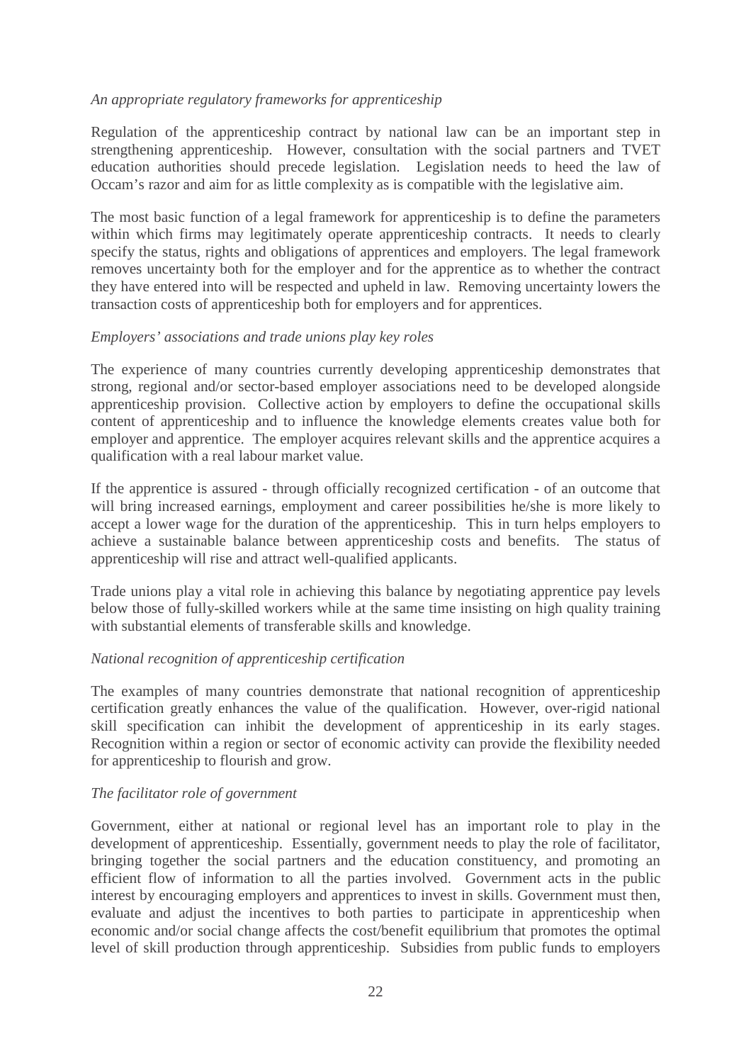*An appropriate regulatory frameworks for apprenticeship*

Regulation of the apprenticeship contract by national law can be an important step in strengthening apprenticeship. However, consultation with the social partners and TVET education authorities should precede legislation. Legislation needs to heed the law of Occam's razor and aim for as little complexity as is compatible with the legislative aim.

The most basic function of a legal framework for apprenticeship is to define the parameters within which firms may legitimately operate apprenticeship contracts. It needs to clearly specify the status, rights and obligations of apprentices and employers. The legal framework removes uncertainty both for the employer and for the apprentice as to whether the contract they have entered into will be respected and upheld in law. Removing uncertainty lowers the transaction costs of apprenticeship both for employers and for apprentices.

*Employers' associations and trade unions play key roles*

The experience of many countries currently developing apprenticeship demonstrates that strong, regional and/or sector-based employer associations need to be developed alongside apprenticeship provision. Collective action by employers to define the occupational skills content of apprenticeship and to influence the knowledge elements creates value both for employer and apprentice. The employer acquires relevant skills and the apprentice acquires a qualification with a real labour market value.

If the apprentice is assured - through officially recognized certification - of an outcome that will bring increased earnings, employment and career possibilities he/she is more likely to accept a lower wage for the duration of the apprenticeship. This in turn helps employers to achieve a sustainable balance between apprenticeship costs and benefits. The status of apprenticeship will rise and attract well-qualified applicants.

Trade unions play a vital role in achieving this balance by negotiating apprentice pay levels below those of fully-skilled workers while at the same time insisting on high quality training with substantial elements of transferable skills and knowledge.

*National recognition of apprenticeship certification*

The examples of many countries demonstrate that national recognition of apprenticeship certification greatly enhances the value of the qualification. However, over-rigid national skill specification can inhibit the development of apprenticeship in its early stages. Recognition within a region or sector of economic activity can provide the flexibility needed for apprenticeship to flourish and grow.

*The facilitator role of government*

Government, either at national or regional level has an important role to play in the development of apprenticeship. Essentially, government needs to play the role of facilitator, bringing together the social partners and the education constituency, and promoting an efficient flow of information to all the parties involved. Government acts in the public interest by encouraging employers and apprentices to invest in skills. Government must then, evaluate and adjust the incentives to both parties to participate in apprenticeship when economic and/or social change affects the cost/benefit equilibrium that promotes the optimal level of skill production through apprenticeship. Subsidies from public funds to employers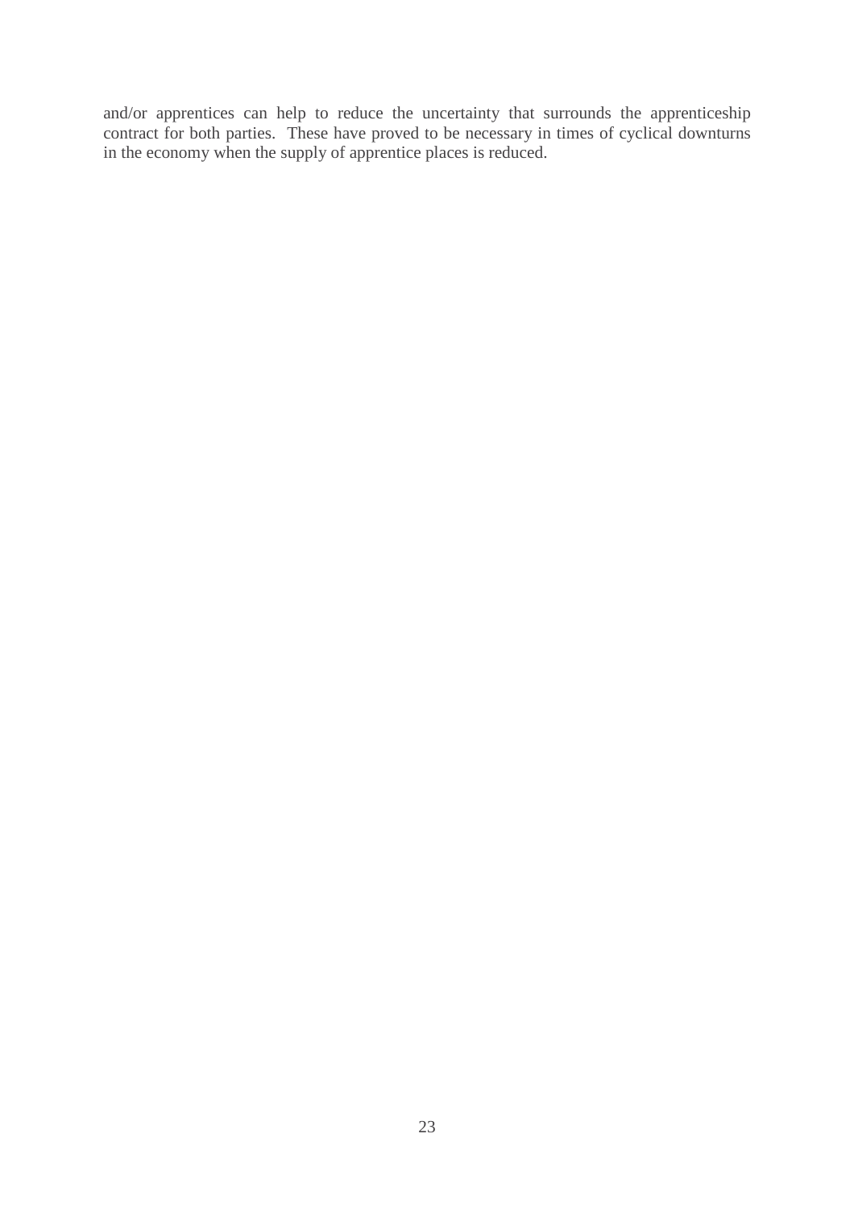and/or apprentices can help to reduce the uncertainty that surrounds the apprenticeship contract for both parties. These have proved to be necessary in times of cyclical downturns in the economy when the supply of apprentice places is reduced.